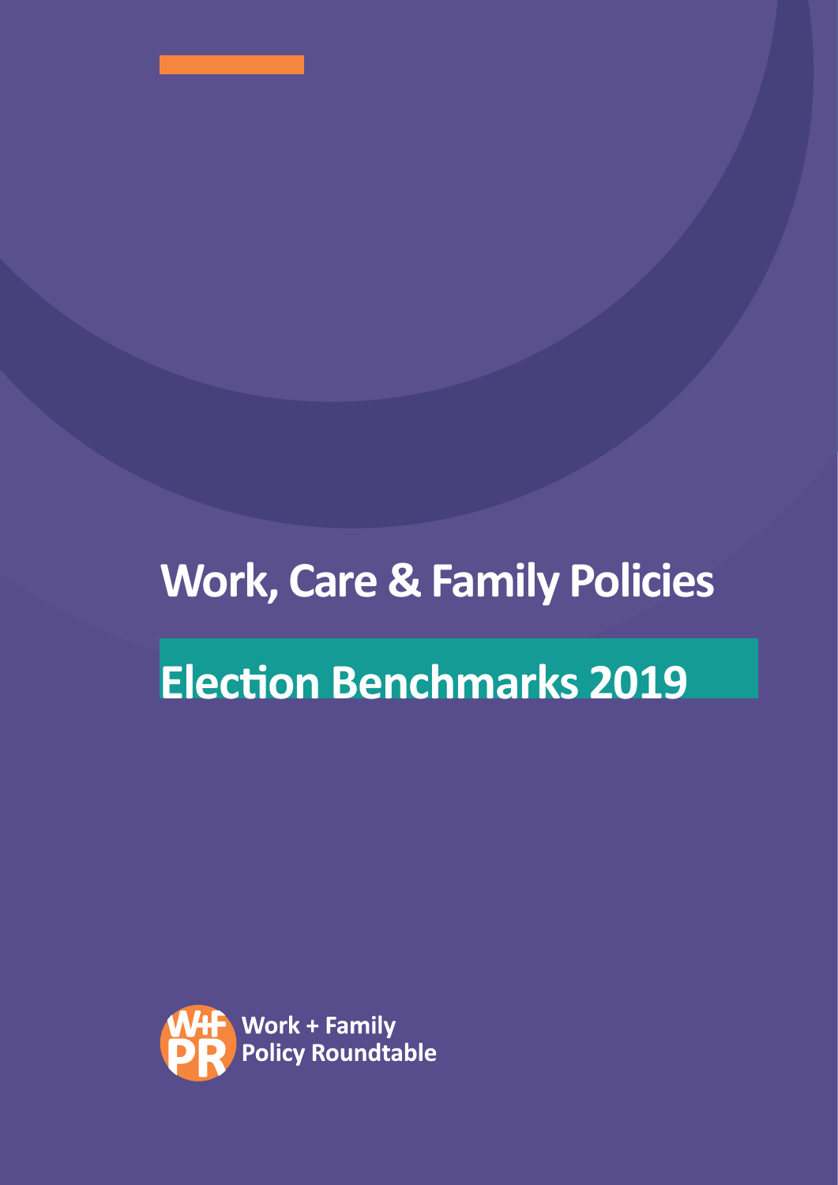# Work, Care & Family Policies

## Election Benchmarks 2019

Work + Family Policy Roundtable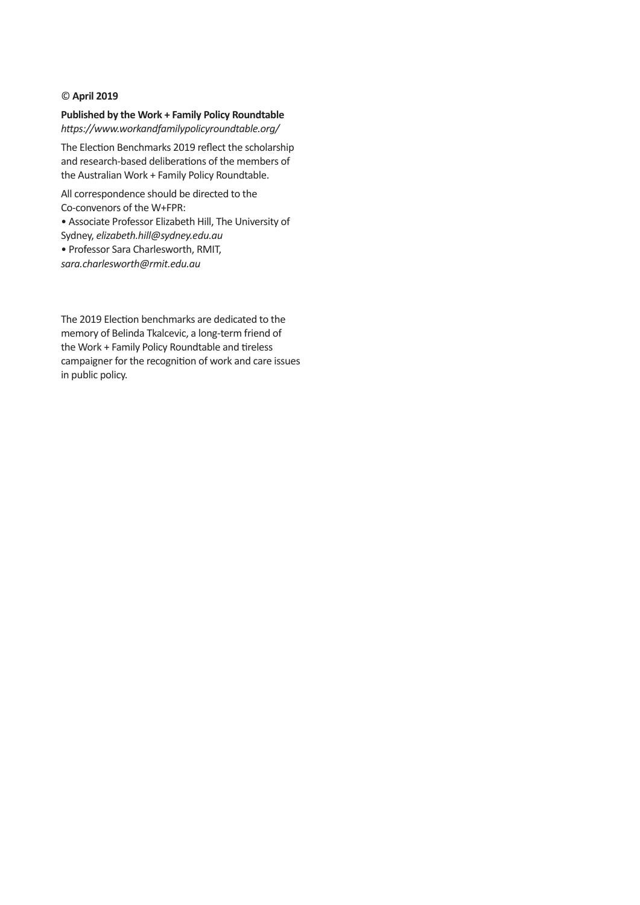**© April 2019**

**Published by the Work + Family Policy Roundtable**
*https://www.workandfamilypolicyroundtable.org/*

The Election Benchmarks 2019 reflect the scholarship and research-based deliberations of the members of the Australian Work + Family Policy Roundtable.

All correspondence should be directed to the Co-convenors of the W+FPR:

- Associate Professor Elizabeth Hill, The University of Sydney, *elizabeth.hill@sydney.edu.au*
- Professor Sara Charlesworth, RMIT, *sara.charlesworth@rmit.edu.au*

The 2019 Election benchmarks are dedicated to the memory of Belinda Tkalcevic, a long-term friend of the Work + Family Policy Roundtable and tireless campaigner for the recognition of work and care issues in public policy.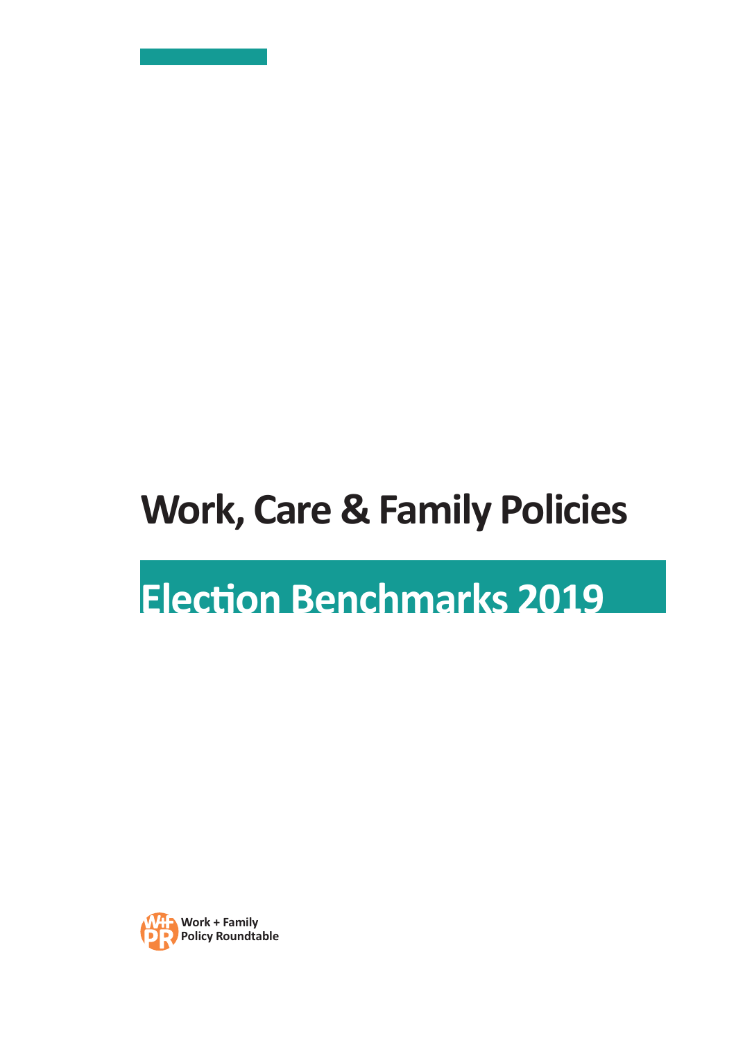# Work, Care & Family Policies

## Election Benchmarks 2019

Work + Family Policy Roundtable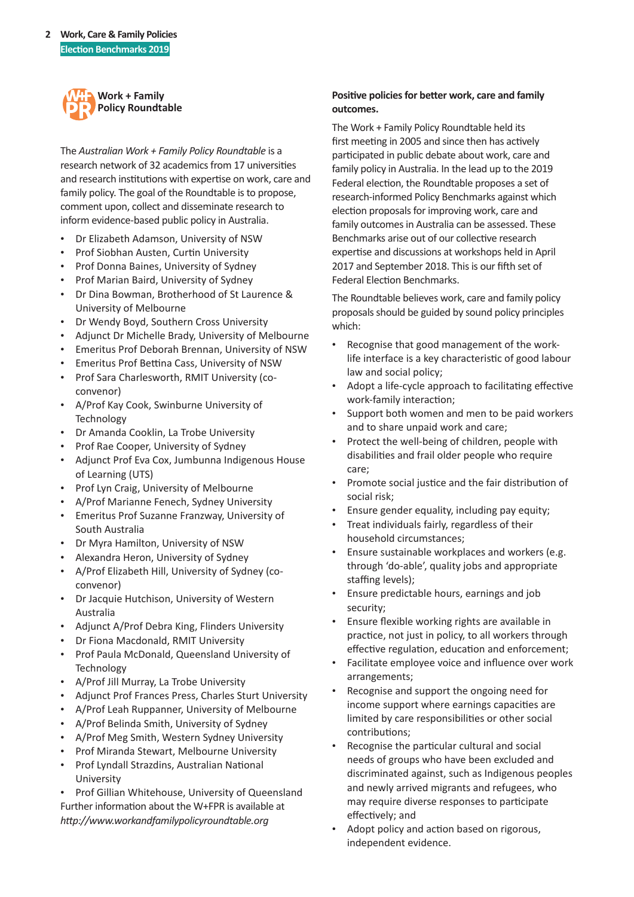**Work + Family Policy Roundtable**

The *Australian Work + Family Policy Roundtable* is a research network of 32 academics from 17 universities and research institutions with expertise on work, care and family policy. The goal of the Roundtable is to propose, comment upon, collect and disseminate research to inform evidence-based public policy in Australia.

- Dr Elizabeth Adamson, University of NSW
- Prof Siobhan Austen, Curtin University
- Prof Donna Baines, University of Sydney
- Prof Marian Baird, University of Sydney
- Dr Dina Bowman, Brotherhood of St Laurence & University of Melbourne
- Dr Wendy Boyd, Southern Cross University
- Adjunct Dr Michelle Brady, University of Melbourne
- Emeritus Prof Deborah Brennan, University of NSW
- Emeritus Prof Bettina Cass, University of NSW
- Prof Sara Charlesworth, RMIT University (co-convenor)
- A/Prof Kay Cook, Swinburne University of Technology
- Dr Amanda Cooklin, La Trobe University
- Prof Rae Cooper, University of Sydney
- Adjunct Prof Eva Cox, Jumbunna Indigenous House of Learning (UTS)
- Prof Lyn Craig, University of Melbourne
- A/Prof Marianne Fenech, Sydney University
- Emeritus Prof Suzanne Franzway, University of South Australia
- Dr Myra Hamilton, University of NSW
- Alexandra Heron, University of Sydney
- A/Prof Elizabeth Hill, University of Sydney (co-convenor)
- Dr Jacquie Hutchison, University of Western Australia
- Adjunct A/Prof Debra King, Flinders University
- Dr Fiona Macdonald, RMIT University
- Prof Paula McDonald, Queensland University of Technology
- A/Prof Jill Murray, La Trobe University
- Adjunct Prof Frances Press, Charles Sturt University
- A/Prof Leah Ruppanner, University of Melbourne
- A/Prof Belinda Smith, University of Sydney
- A/Prof Meg Smith, Western Sydney University
- Prof Miranda Stewart, Melbourne University
- Prof Lyndall Strazdins, Australian National University
- Prof Gillian Whitehouse, University of Queensland

Further information about the W+FPR is available at *http://www.workandfamilypolicyroundtable.org*

**Positive policies for better work, care and family outcomes.**

The Work + Family Policy Roundtable held its first meeting in 2005 and since then has actively participated in public debate about work, care and family policy in Australia. In the lead up to the 2019 Federal election, the Roundtable proposes a set of research-informed Policy Benchmarks against which election proposals for improving work, care and family outcomes in Australia can be assessed. These Benchmarks arise out of our collective research expertise and discussions at workshops held in April 2017 and September 2018. This is our fifth set of Federal Election Benchmarks.

The Roundtable believes work, care and family policy proposals should be guided by sound policy principles which:

- Recognise that good management of the work-life interface is a key characteristic of good labour law and social policy;
- Adopt a life-cycle approach to facilitating effective work-family interaction;
- Support both women and men to be paid workers and to share unpaid work and care;
- Protect the well-being of children, people with disabilities and frail older people who require care;
- Promote social justice and the fair distribution of social risk;
- Ensure gender equality, including pay equity;
- Treat individuals fairly, regardless of their household circumstances;
- Ensure sustainable workplaces and workers (e.g. through 'do-able', quality jobs and appropriate staffing levels);
- Ensure predictable hours, earnings and job security;
- Ensure flexible working rights are available in practice, not just in policy, to all workers through effective regulation, education and enforcement;
- Facilitate employee voice and influence over work arrangements;
- Recognise and support the ongoing need for income support where earnings capacities are limited by care responsibilities or other social contributions;
- Recognise the particular cultural and social needs of groups who have been excluded and discriminated against, such as Indigenous peoples and newly arrived migrants and refugees, who may require diverse responses to participate effectively; and
- Adopt policy and action based on rigorous, independent evidence.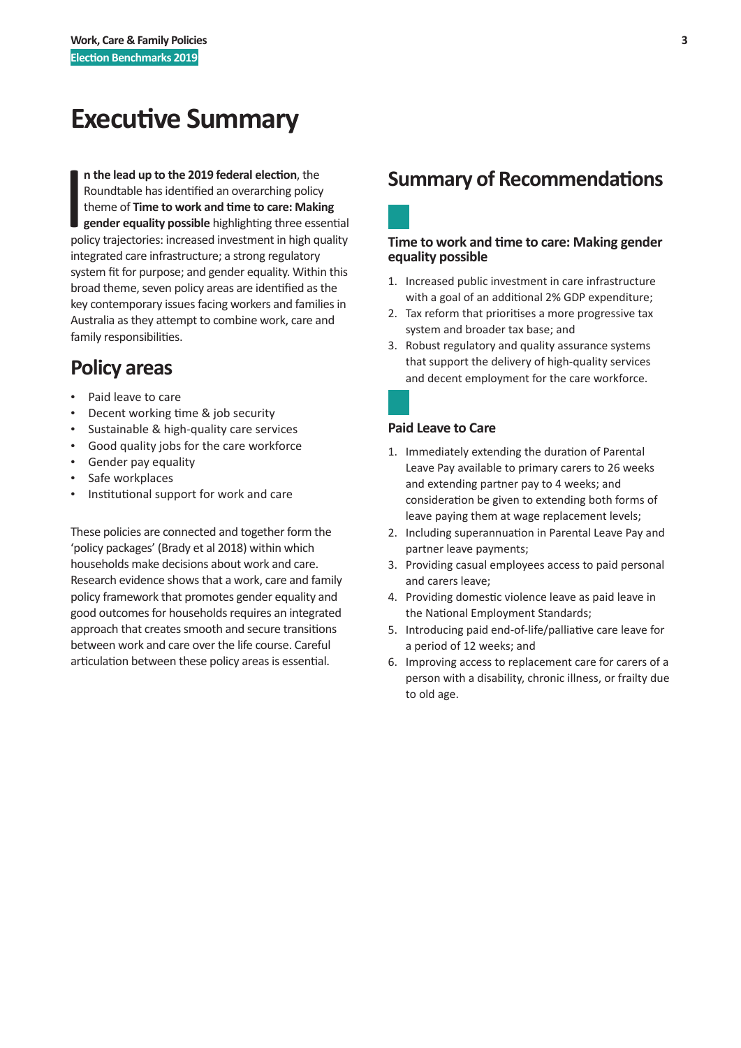# Executive Summary

**In the lead up to the 2019 federal election**, the Roundtable has identified an overarching policy theme of **Time to work and time to care: Making gender equality possible** highlighting three essential policy trajectories: increased investment in high quality integrated care infrastructure; a strong regulatory system fit for purpose; and gender equality. Within this broad theme, seven policy areas are identified as the key contemporary issues facing workers and families in Australia as they attempt to combine work, care and family responsibilities.

## Policy areas

- Paid leave to care
- Decent working time & job security
- Sustainable & high-quality care services
- Good quality jobs for the care workforce
- Gender pay equality
- Safe workplaces
- Institutional support for work and care

These policies are connected and together form the 'policy packages' (Brady et al 2018) within which households make decisions about work and care. Research evidence shows that a work, care and family policy framework that promotes gender equality and good outcomes for households requires an integrated approach that creates smooth and secure transitions between work and care over the life course. Careful articulation between these policy areas is essential.

## Summary of Recommendations

### Time to work and time to care: Making gender equality possible

1. Increased public investment in care infrastructure with a goal of an additional 2% GDP expenditure;
2. Tax reform that prioritises a more progressive tax system and broader tax base; and
3. Robust regulatory and quality assurance systems that support the delivery of high-quality services and decent employment for the care workforce.

### Paid Leave to Care

1. Immediately extending the duration of Parental Leave Pay available to primary carers to 26 weeks and extending partner pay to 4 weeks; and consideration be given to extending both forms of leave paying them at wage replacement levels;
2. Including superannuation in Parental Leave Pay and partner leave payments;
3. Providing casual employees access to paid personal and carers leave;
4. Providing domestic violence leave as paid leave in the National Employment Standards;
5. Introducing paid end-of-life/palliative care leave for a period of 12 weeks; and
6. Improving access to replacement care for carers of a person with a disability, chronic illness, or frailty due to old age.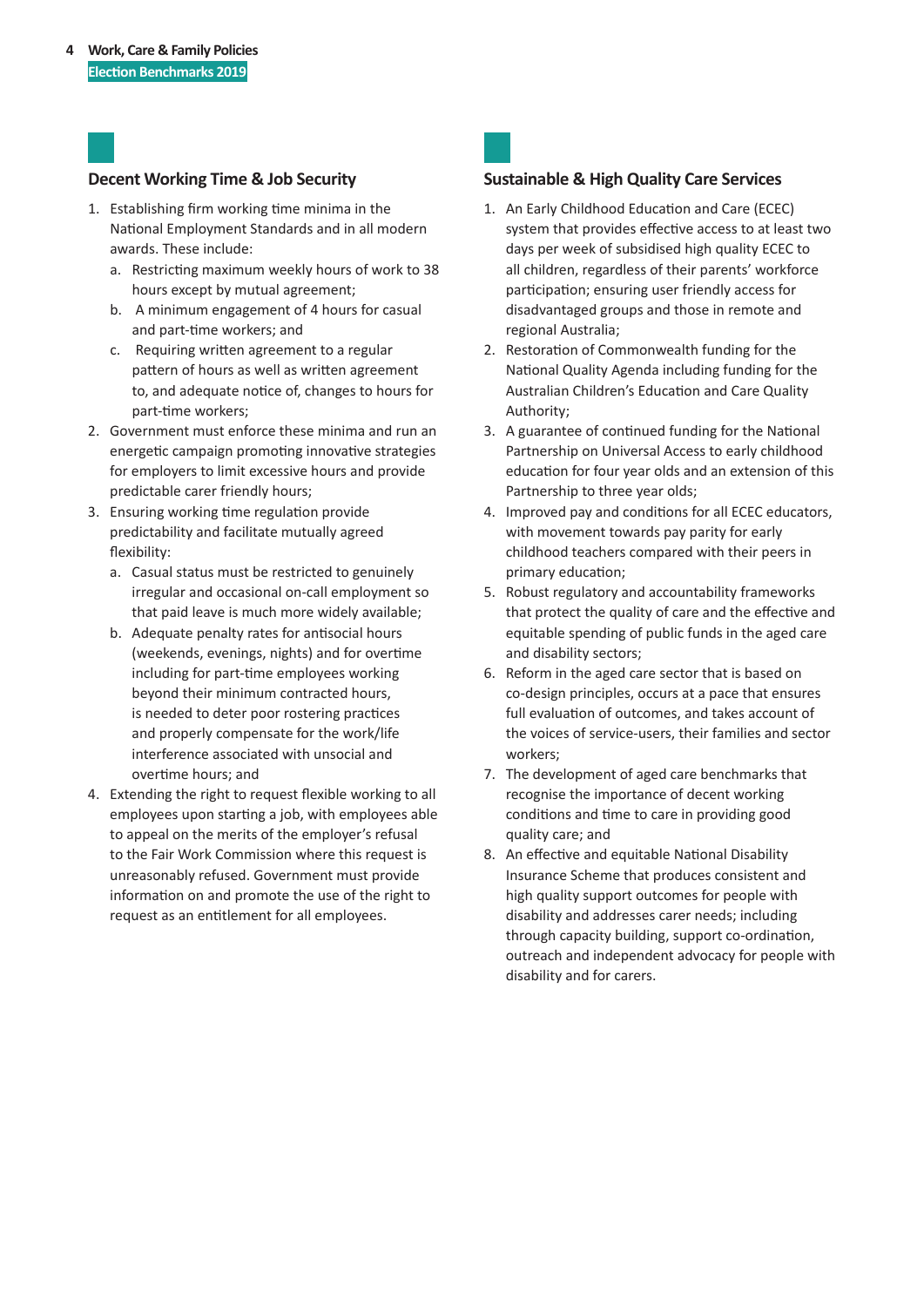## Decent Working Time & Job Security

1. Establishing firm working time minima in the National Employment Standards and in all modern awards. These include:
   a. Restricting maximum weekly hours of work to 38 hours except by mutual agreement;
   b. A minimum engagement of 4 hours for casual and part-time workers; and
   c. Requiring written agreement to a regular pattern of hours as well as written agreement to, and adequate notice of, changes to hours for part-time workers;
2. Government must enforce these minima and run an energetic campaign promoting innovative strategies for employers to limit excessive hours and provide predictable carer friendly hours;
3. Ensuring working time regulation provide predictability and facilitate mutually agreed flexibility:
   a. Casual status must be restricted to genuinely irregular and occasional on-call employment so that paid leave is much more widely available;
   b. Adequate penalty rates for antisocial hours (weekends, evenings, nights) and for overtime including for part-time employees working beyond their minimum contracted hours, is needed to deter poor rostering practices and properly compensate for the work/life interference associated with unsocial and overtime hours; and
4. Extending the right to request flexible working to all employees upon starting a job, with employees able to appeal on the merits of the employer's refusal to the Fair Work Commission where this request is unreasonably refused. Government must provide information on and promote the use of the right to request as an entitlement for all employees.

## Sustainable & High Quality Care Services

1. An Early Childhood Education and Care (ECEC) system that provides effective access to at least two days per week of subsidised high quality ECEC to all children, regardless of their parents' workforce participation; ensuring user friendly access for disadvantaged groups and those in remote and regional Australia;
2. Restoration of Commonwealth funding for the National Quality Agenda including funding for the Australian Children's Education and Care Quality Authority;
3. A guarantee of continued funding for the National Partnership on Universal Access to early childhood education for four year olds and an extension of this Partnership to three year olds;
4. Improved pay and conditions for all ECEC educators, with movement towards pay parity for early childhood teachers compared with their peers in primary education;
5. Robust regulatory and accountability frameworks that protect the quality of care and the effective and equitable spending of public funds in the aged care and disability sectors;
6. Reform in the aged care sector that is based on co-design principles, occurs at a pace that ensures full evaluation of outcomes, and takes account of the voices of service-users, their families and sector workers;
7. The development of aged care benchmarks that recognise the importance of decent working conditions and time to care in providing good quality care; and
8. An effective and equitable National Disability Insurance Scheme that produces consistent and high quality support outcomes for people with disability and addresses carer needs; including through capacity building, support co-ordination, outreach and independent advocacy for people with disability and for carers.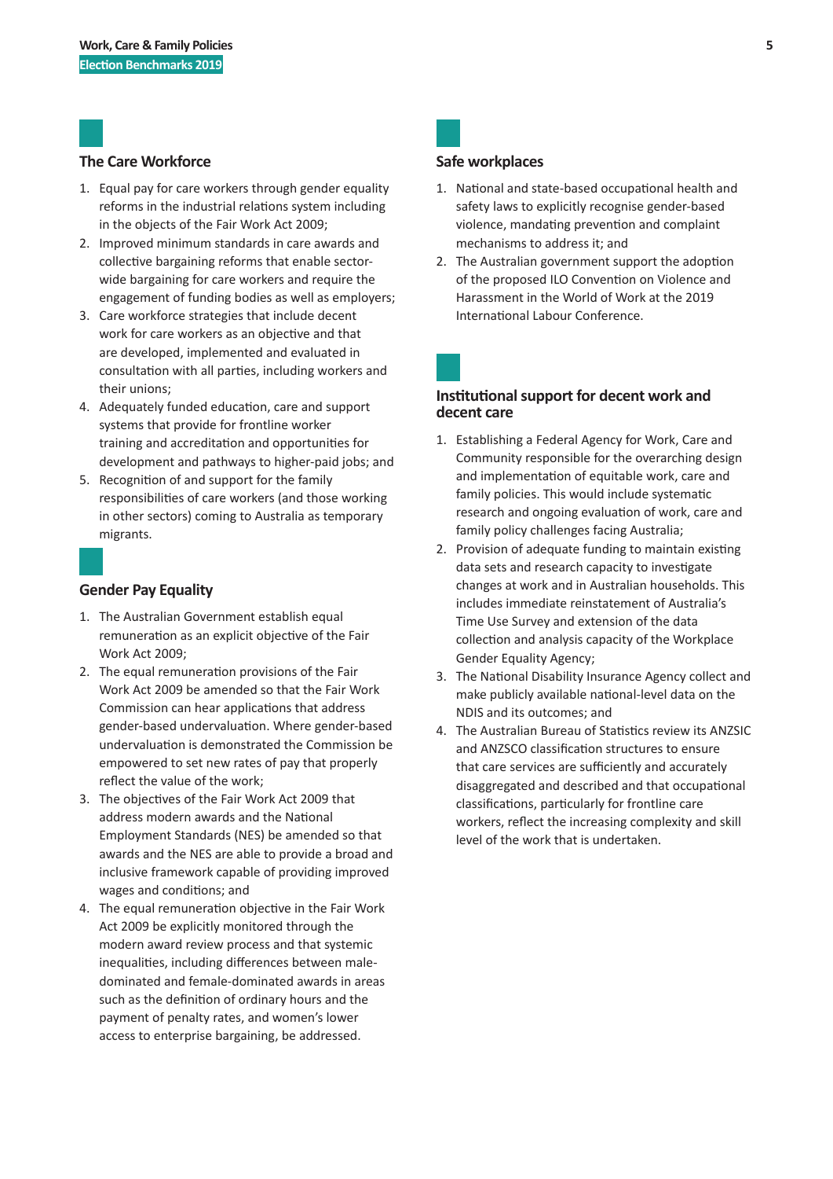## The Care Workforce

1. Equal pay for care workers through gender equality reforms in the industrial relations system including in the objects of the Fair Work Act 2009;
2. Improved minimum standards in care awards and collective bargaining reforms that enable sector-wide bargaining for care workers and require the engagement of funding bodies as well as employers;
3. Care workforce strategies that include decent work for care workers as an objective and that are developed, implemented and evaluated in consultation with all parties, including workers and their unions;
4. Adequately funded education, care and support systems that provide for frontline worker training and accreditation and opportunities for development and pathways to higher-paid jobs; and
5. Recognition of and support for the family responsibilities of care workers (and those working in other sectors) coming to Australia as temporary migrants.

## Gender Pay Equality

1. The Australian Government establish equal remuneration as an explicit objective of the Fair Work Act 2009;
2. The equal remuneration provisions of the Fair Work Act 2009 be amended so that the Fair Work Commission can hear applications that address gender-based undervaluation. Where gender-based undervaluation is demonstrated the Commission be empowered to set new rates of pay that properly reflect the value of the work;
3. The objectives of the Fair Work Act 2009 that address modern awards and the National Employment Standards (NES) be amended so that awards and the NES are able to provide a broad and inclusive framework capable of providing improved wages and conditions; and
4. The equal remuneration objective in the Fair Work Act 2009 be explicitly monitored through the modern award review process and that systemic inequalities, including differences between male-dominated and female-dominated awards in areas such as the definition of ordinary hours and the payment of penalty rates, and women's lower access to enterprise bargaining, be addressed.

## Safe workplaces

1. National and state-based occupational health and safety laws to explicitly recognise gender-based violence, mandating prevention and complaint mechanisms to address it; and
2. The Australian government support the adoption of the proposed ILO Convention on Violence and Harassment in the World of Work at the 2019 International Labour Conference.

## Institutional support for decent work and decent care

1. Establishing a Federal Agency for Work, Care and Community responsible for the overarching design and implementation of equitable work, care and family policies. This would include systematic research and ongoing evaluation of work, care and family policy challenges facing Australia;
2. Provision of adequate funding to maintain existing data sets and research capacity to investigate changes at work and in Australian households. This includes immediate reinstatement of Australia's Time Use Survey and extension of the data collection and analysis capacity of the Workplace Gender Equality Agency;
3. The National Disability Insurance Agency collect and make publicly available national-level data on the NDIS and its outcomes; and
4. The Australian Bureau of Statistics review its ANZSIC and ANZSCO classification structures to ensure that care services are sufficiently and accurately disaggregated and described and that occupational classifications, particularly for frontline care workers, reflect the increasing complexity and skill level of the work that is undertaken.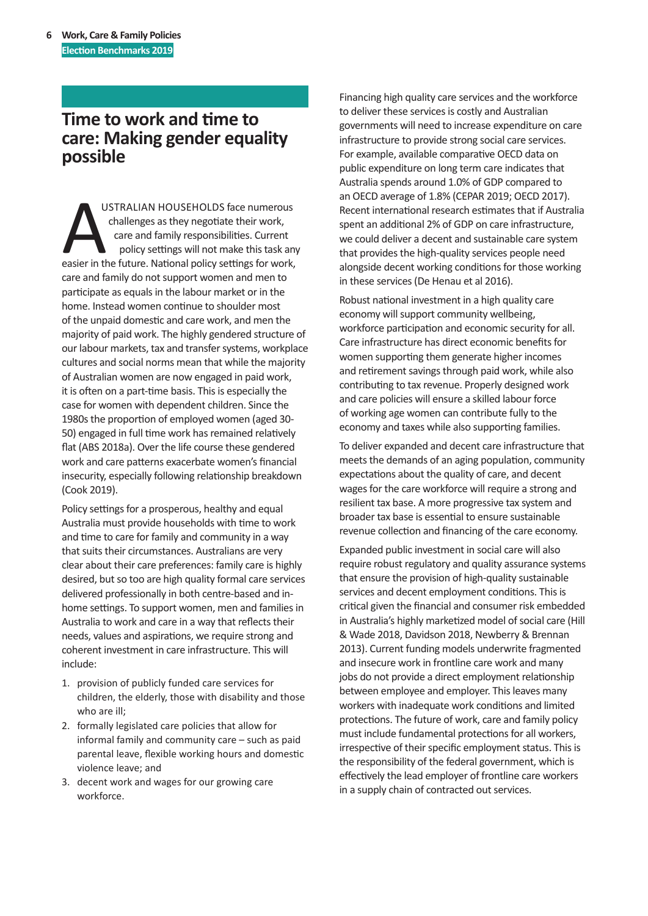# Time to work and time to care: Making gender equality possible

AUSTRALIAN HOUSEHOLDS face numerous challenges as they negotiate their work, care and family responsibilities. Current policy settings will not make this task any easier in the future. National policy settings for work, care and family do not support women and men to participate as equals in the labour market or in the home. Instead women continue to shoulder most of the unpaid domestic and care work, and men the majority of paid work. The highly gendered structure of our labour markets, tax and transfer systems, workplace cultures and social norms mean that while the majority of Australian women are now engaged in paid work, it is often on a part-time basis. This is especially the case for women with dependent children. Since the 1980s the proportion of employed women (aged 30-50) engaged in full time work has remained relatively flat (ABS 2018a). Over the life course these gendered work and care patterns exacerbate women's financial insecurity, especially following relationship breakdown (Cook 2019).

Policy settings for a prosperous, healthy and equal Australia must provide households with time to work and time to care for family and community in a way that suits their circumstances. Australians are very clear about their care preferences: family care is highly desired, but so too are high quality formal care services delivered professionally in both centre-based and in-home settings. To support women, men and families in Australia to work and care in a way that reflects their needs, values and aspirations, we require strong and coherent investment in care infrastructure. This will include:

1. provision of publicly funded care services for children, the elderly, those with disability and those who are ill;
2. formally legislated care policies that allow for informal family and community care – such as paid parental leave, flexible working hours and domestic violence leave; and
3. decent work and wages for our growing care workforce.

Financing high quality care services and the workforce to deliver these services is costly and Australian governments will need to increase expenditure on care infrastructure to provide strong social care services. For example, available comparative OECD data on public expenditure on long term care indicates that Australia spends around 1.0% of GDP compared to an OECD average of 1.8% (CEPAR 2019; OECD 2017). Recent international research estimates that if Australia spent an additional 2% of GDP on care infrastructure, we could deliver a decent and sustainable care system that provides the high-quality services people need alongside decent working conditions for those working in these services (De Henau et al 2016).

Robust national investment in a high quality care economy will support community wellbeing, workforce participation and economic security for all. Care infrastructure has direct economic benefits for women supporting them generate higher incomes and retirement savings through paid work, while also contributing to tax revenue. Properly designed work and care policies will ensure a skilled labour force of working age women can contribute fully to the economy and taxes while also supporting families.

To deliver expanded and decent care infrastructure that meets the demands of an aging population, community expectations about the quality of care, and decent wages for the care workforce will require a strong and resilient tax base. A more progressive tax system and broader tax base is essential to ensure sustainable revenue collection and financing of the care economy.

Expanded public investment in social care will also require robust regulatory and quality assurance systems that ensure the provision of high-quality sustainable services and decent employment conditions. This is critical given the financial and consumer risk embedded in Australia's highly marketized model of social care (Hill & Wade 2018, Davidson 2018, Newberry & Brennan 2013). Current funding models underwrite fragmented and insecure work in frontline care work and many jobs do not provide a direct employment relationship between employee and employer. This leaves many workers with inadequate work conditions and limited protections. The future of work, care and family policy must include fundamental protections for all workers, irrespective of their specific employment status. This is the responsibility of the federal government, which is effectively the lead employer of frontline care workers in a supply chain of contracted out services.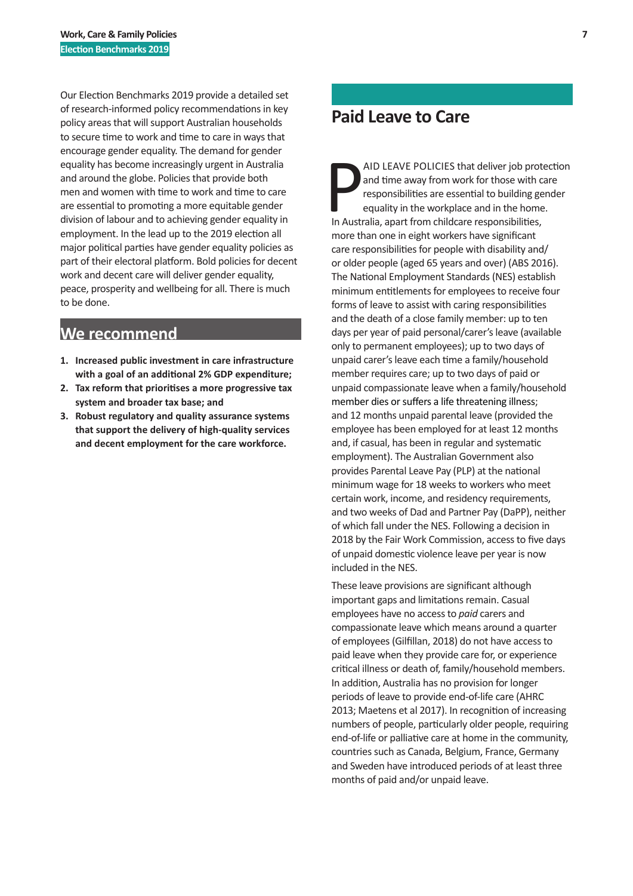Our Election Benchmarks 2019 provide a detailed set of research-informed policy recommendations in key policy areas that will support Australian households to secure time to work and time to care in ways that encourage gender equality. The demand for gender equality has become increasingly urgent in Australia and around the globe. Policies that provide both men and women with time to work and time to care are essential to promoting a more equitable gender division of labour and to achieving gender equality in employment. In the lead up to the 2019 election all major political parties have gender equality policies as part of their electoral platform. Bold policies for decent work and decent care will deliver gender equality, peace, prosperity and wellbeing for all. There is much to be done.

## We recommend

1. **Increased public investment in care infrastructure with a goal of an additional 2% GDP expenditure;**
2. **Tax reform that prioritises a more progressive tax system and broader tax base; and**
3. **Robust regulatory and quality assurance systems that support the delivery of high-quality services and decent employment for the care workforce.**

## Paid Leave to Care

PAID LEAVE POLICIES that deliver job protection and time away from work for those with care responsibilities are essential to building gender equality in the workplace and in the home. In Australia, apart from childcare responsibilities, more than one in eight workers have significant care responsibilities for people with disability and/or older people (aged 65 years and over) (ABS 2016). The National Employment Standards (NES) establish minimum entitlements for employees to receive four forms of leave to assist with caring responsibilities and the death of a close family member: up to ten days per year of paid personal/carer's leave (available only to permanent employees); up to two days of unpaid carer's leave each time a family/household member requires care; up to two days of paid or unpaid compassionate leave when a family/household member dies or suffers a life threatening illness; and 12 months unpaid parental leave (provided the employee has been employed for at least 12 months and, if casual, has been in regular and systematic employment). The Australian Government also provides Parental Leave Pay (PLP) at the national minimum wage for 18 weeks to workers who meet certain work, income, and residency requirements, and two weeks of Dad and Partner Pay (DaPP), neither of which fall under the NES. Following a decision in 2018 by the Fair Work Commission, access to five days of unpaid domestic violence leave per year is now included in the NES.

These leave provisions are significant although important gaps and limitations remain. Casual employees have no access to *paid* carers and compassionate leave which means around a quarter of employees (Gilfillan, 2018) do not have access to paid leave when they provide care for, or experience critical illness or death of, family/household members. In addition, Australia has no provision for longer periods of leave to provide end-of-life care (AHRC 2013; Maetens et al 2017). In recognition of increasing numbers of people, particularly older people, requiring end-of-life or palliative care at home in the community, countries such as Canada, Belgium, France, Germany and Sweden have introduced periods of at least three months of paid and/or unpaid leave.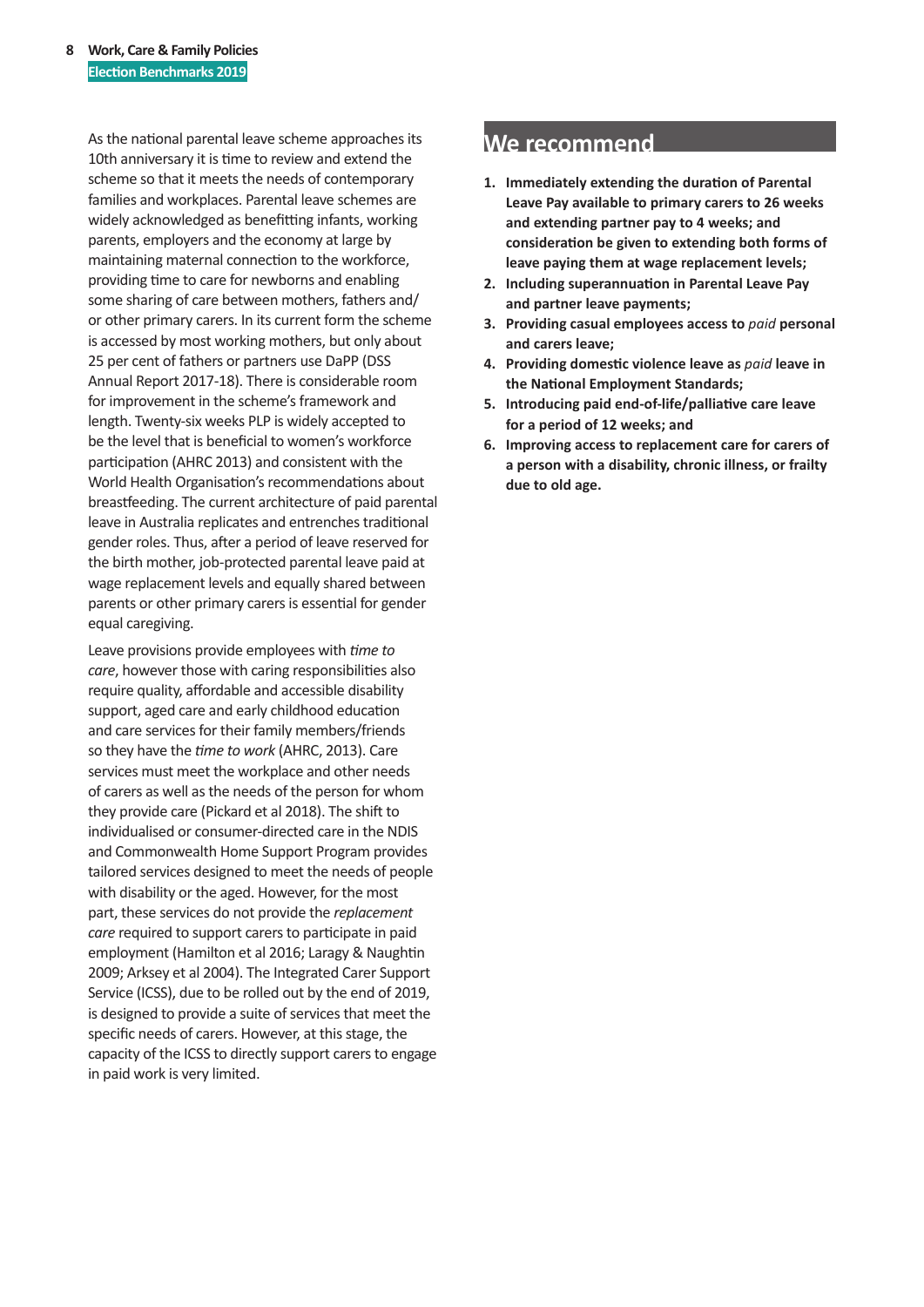As the national parental leave scheme approaches its 10th anniversary it is time to review and extend the scheme so that it meets the needs of contemporary families and workplaces. Parental leave schemes are widely acknowledged as benefitting infants, working parents, employers and the economy at large by maintaining maternal connection to the workforce, providing time to care for newborns and enabling some sharing of care between mothers, fathers and/or other primary carers. In its current form the scheme is accessed by most working mothers, but only about 25 per cent of fathers or partners use DaPP (DSS Annual Report 2017-18). There is considerable room for improvement in the scheme's framework and length. Twenty-six weeks PLP is widely accepted to be the level that is beneficial to women's workforce participation (AHRC 2013) and consistent with the World Health Organisation's recommendations about breastfeeding. The current architecture of paid parental leave in Australia replicates and entrenches traditional gender roles. Thus, after a period of leave reserved for the birth mother, job-protected parental leave paid at wage replacement levels and equally shared between parents or other primary carers is essential for gender equal caregiving.

Leave provisions provide employees with *time to care*, however those with caring responsibilities also require quality, affordable and accessible disability support, aged care and early childhood education and care services for their family members/friends so they have the *time to work* (AHRC, 2013). Care services must meet the workplace and other needs of carers as well as the needs of the person for whom they provide care (Pickard et al 2018). The shift to individualised or consumer-directed care in the NDIS and Commonwealth Home Support Program provides tailored services designed to meet the needs of people with disability or the aged. However, for the most part, these services do not provide the *replacement care* required to support carers to participate in paid employment (Hamilton et al 2016; Laragy & Naughtin 2009; Arksey et al 2004). The Integrated Carer Support Service (ICSS), due to be rolled out by the end of 2019, is designed to provide a suite of services that meet the specific needs of carers. However, at this stage, the capacity of the ICSS to directly support carers to engage in paid work is very limited.

## We recommend

1. **Immediately extending the duration of Parental Leave Pay available to primary carers to 26 weeks and extending partner pay to 4 weeks; and consideration be given to extending both forms of leave paying them at wage replacement levels;**
2. **Including superannuation in Parental Leave Pay and partner leave payments;**
3. **Providing casual employees access to *paid* personal and carers leave;**
4. **Providing domestic violence leave as *paid* leave in the National Employment Standards;**
5. **Introducing paid end-of-life/palliative care leave for a period of 12 weeks; and**
6. **Improving access to replacement care for carers of a person with a disability, chronic illness, or frailty due to old age.**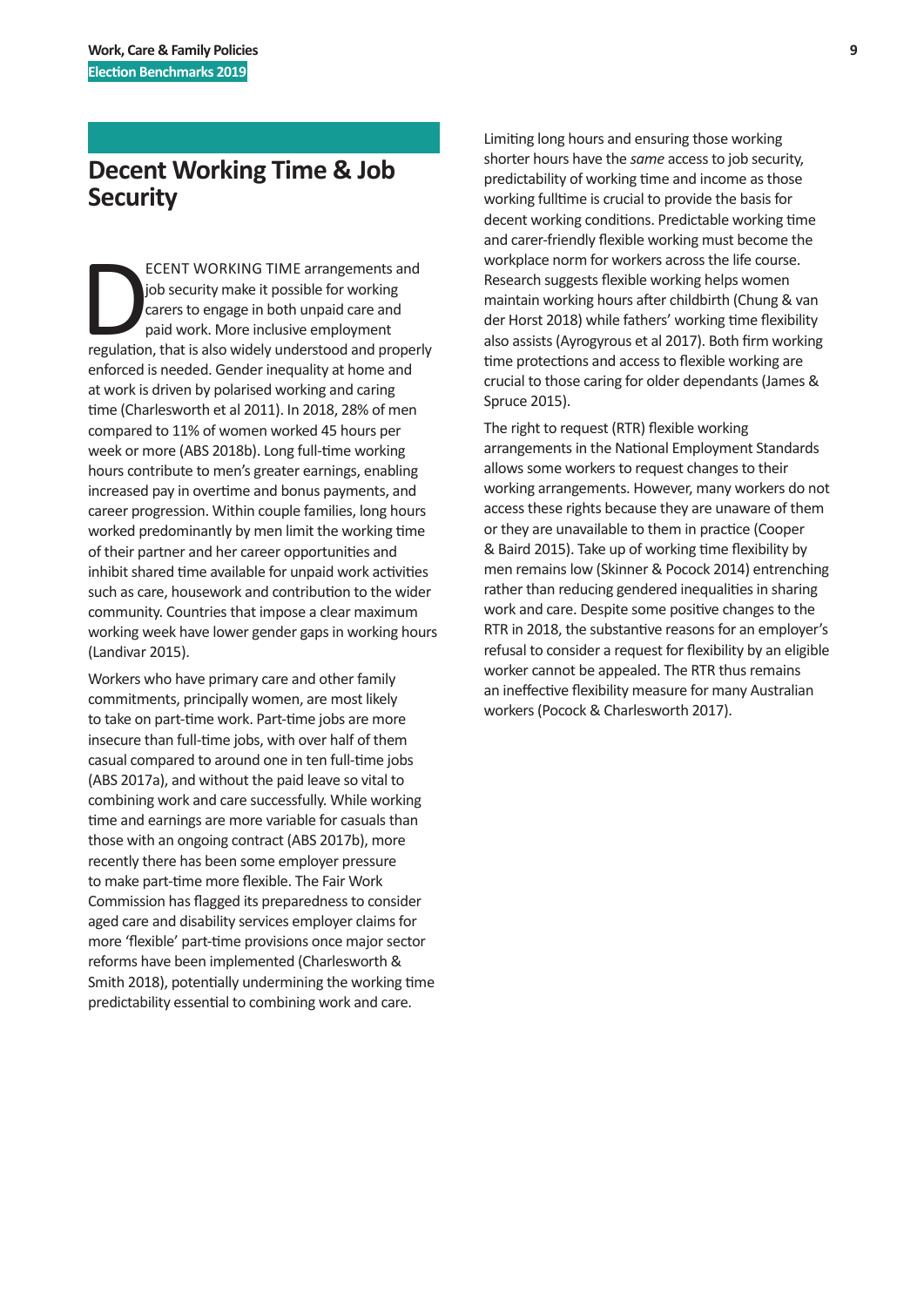## Decent Working Time & Job Security

DECENT WORKING TIME arrangements and job security make it possible for working carers to engage in both unpaid care and paid work. More inclusive employment regulation, that is also widely understood and properly enforced is needed. Gender inequality at home and at work is driven by polarised working and caring time (Charlesworth et al 2011). In 2018, 28% of men compared to 11% of women worked 45 hours per week or more (ABS 2018b). Long full-time working hours contribute to men's greater earnings, enabling increased pay in overtime and bonus payments, and career progression. Within couple families, long hours worked predominantly by men limit the working time of their partner and her career opportunities and inhibit shared time available for unpaid work activities such as care, housework and contribution to the wider community. Countries that impose a clear maximum working week have lower gender gaps in working hours (Landivar 2015).

Workers who have primary care and other family commitments, principally women, are most likely to take on part-time work. Part-time jobs are more insecure than full-time jobs, with over half of them casual compared to around one in ten full-time jobs (ABS 2017a), and without the paid leave so vital to combining work and care successfully. While working time and earnings are more variable for casuals than those with an ongoing contract (ABS 2017b), more recently there has been some employer pressure to make part-time more flexible. The Fair Work Commission has flagged its preparedness to consider aged care and disability services employer claims for more 'flexible' part-time provisions once major sector reforms have been implemented (Charlesworth & Smith 2018), potentially undermining the working time predictability essential to combining work and care.

Limiting long hours and ensuring those working shorter hours have the *same* access to job security, predictability of working time and income as those working fulltime is crucial to provide the basis for decent working conditions. Predictable working time and carer-friendly flexible working must become the workplace norm for workers across the life course. Research suggests flexible working helps women maintain working hours after childbirth (Chung & van der Horst 2018) while fathers' working time flexibility also assists (Ayrogyrous et al 2017). Both firm working time protections and access to flexible working are crucial to those caring for older dependants (James & Spruce 2015).

The right to request (RTR) flexible working arrangements in the National Employment Standards allows some workers to request changes to their working arrangements. However, many workers do not access these rights because they are unaware of them or they are unavailable to them in practice (Cooper & Baird 2015). Take up of working time flexibility by men remains low (Skinner & Pocock 2014) entrenching rather than reducing gendered inequalities in sharing work and care. Despite some positive changes to the RTR in 2018, the substantive reasons for an employer's refusal to consider a request for flexibility by an eligible worker cannot be appealed. The RTR thus remains an ineffective flexibility measure for many Australian workers (Pocock & Charlesworth 2017).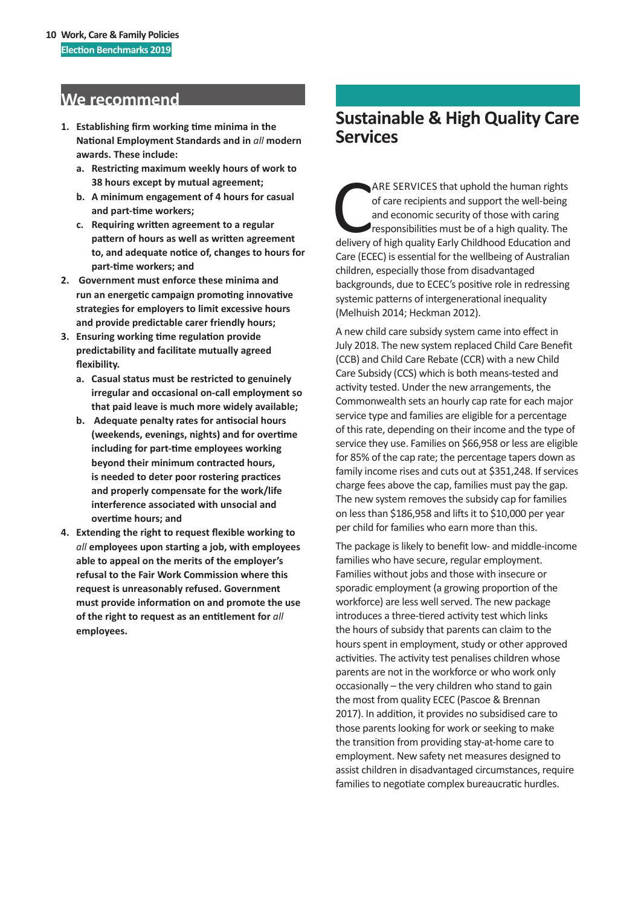## We recommend

1. **Establishing firm working time minima in the National Employment Standards and in *all* modern awards. These include:**
   a. **Restricting maximum weekly hours of work to 38 hours except by mutual agreement;**
   b. **A minimum engagement of 4 hours for casual and part-time workers;**
   c. **Requiring written agreement to a regular pattern of hours as well as written agreement to, and adequate notice of, changes to hours for part-time workers; and**
2. **Government must enforce these minima and run an energetic campaign promoting innovative strategies for employers to limit excessive hours and provide predictable carer friendly hours;**
3. **Ensuring working time regulation provide predictability and facilitate mutually agreed flexibility.**
   a. **Casual status must be restricted to genuinely irregular and occasional on-call employment so that paid leave is much more widely available;**
   b. **Adequate penalty rates for antisocial hours (weekends, evenings, nights) and for overtime including for part-time employees working beyond their minimum contracted hours, is needed to deter poor rostering practices and properly compensate for the work/life interference associated with unsocial and overtime hours; and**
4. **Extending the right to request flexible working to *all* employees upon starting a job, with employees able to appeal on the merits of the employer's refusal to the Fair Work Commission where this request is unreasonably refused. Government must provide information on and promote the use of the right to request as an entitlement for *all* employees.**

## Sustainable & High Quality Care Services

CARE SERVICES that uphold the human rights of care recipients and support the well-being and economic security of those with caring responsibilities must be of a high quality. The delivery of high quality Early Childhood Education and Care (ECEC) is essential for the wellbeing of Australian children, especially those from disadvantaged backgrounds, due to ECEC's positive role in redressing systemic patterns of intergenerational inequality (Melhuish 2014; Heckman 2012).

A new child care subsidy system came into effect in July 2018. The new system replaced Child Care Benefit (CCB) and Child Care Rebate (CCR) with a new Child Care Subsidy (CCS) which is both means-tested and activity tested. Under the new arrangements, the Commonwealth sets an hourly cap rate for each major service type and families are eligible for a percentage of this rate, depending on their income and the type of service they use. Families on $66,958 or less are eligible for 85% of the cap rate; the percentage tapers down as family income rises and cuts out at $351,248. If services charge fees above the cap, families must pay the gap. The new system removes the subsidy cap for families on less than $186,958 and lifts it to $10,000 per year per child for families who earn more than this.

The package is likely to benefit low- and middle-income families who have secure, regular employment. Families without jobs and those with insecure or sporadic employment (a growing proportion of the workforce) are less well served. The new package introduces a three-tiered activity test which links the hours of subsidy that parents can claim to the hours spent in employment, study or other approved activities. The activity test penalises children whose parents are not in the workforce or who work only occasionally – the very children who stand to gain the most from quality ECEC (Pascoe & Brennan 2017). In addition, it provides no subsidised care to those parents looking for work or seeking to make the transition from providing stay-at-home care to employment. New safety net measures designed to assist children in disadvantaged circumstances, require families to negotiate complex bureaucratic hurdles.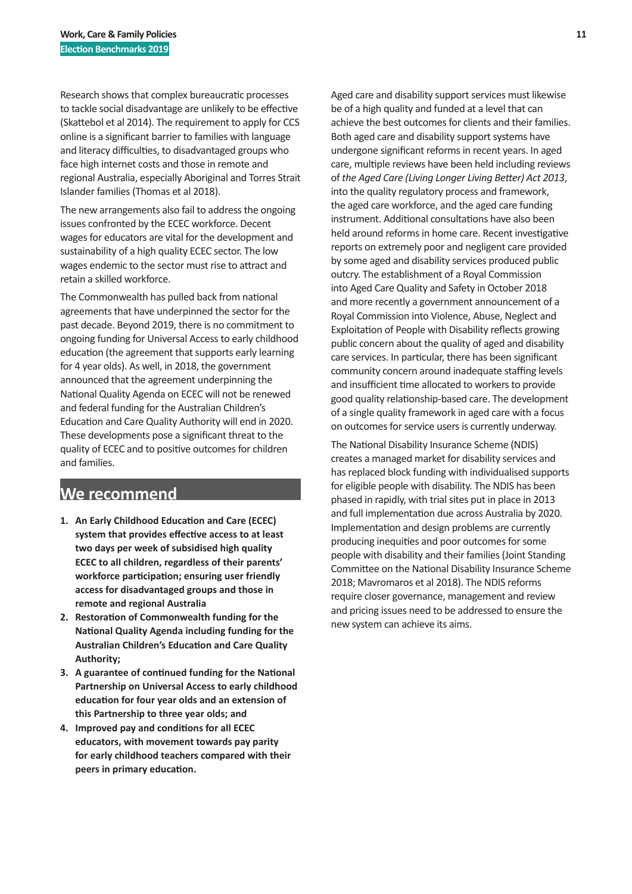Research shows that complex bureaucratic processes to tackle social disadvantage are unlikely to be effective (Skattebol et al 2014). The requirement to apply for CCS online is a significant barrier to families with language and literacy difficulties, to disadvantaged groups who face high internet costs and those in remote and regional Australia, especially Aboriginal and Torres Strait Islander families (Thomas et al 2018).

The new arrangements also fail to address the ongoing issues confronted by the ECEC workforce. Decent wages for educators are vital for the development and sustainability of a high quality ECEC sector. The low wages endemic to the sector must rise to attract and retain a skilled workforce.

The Commonwealth has pulled back from national agreements that have underpinned the sector for the past decade. Beyond 2019, there is no commitment to ongoing funding for Universal Access to early childhood education (the agreement that supports early learning for 4 year olds). As well, in 2018, the government announced that the agreement underpinning the National Quality Agenda on ECEC will not be renewed and federal funding for the Australian Children's Education and Care Quality Authority will end in 2020. These developments pose a significant threat to the quality of ECEC and to positive outcomes for children and families.

## We recommend

1. **An Early Childhood Education and Care (ECEC) system that provides effective access to at least two days per week of subsidised high quality ECEC to all children, regardless of their parents' workforce participation; ensuring user friendly access for disadvantaged groups and those in remote and regional Australia**
2. **Restoration of Commonwealth funding for the National Quality Agenda including funding for the Australian Children's Education and Care Quality Authority;**
3. **A guarantee of continued funding for the National Partnership on Universal Access to early childhood education for four year olds and an extension of this Partnership to three year olds; and**
4. **Improved pay and conditions for all ECEC educators, with movement towards pay parity for early childhood teachers compared with their peers in primary education.**

Aged care and disability support services must likewise be of a high quality and funded at a level that can achieve the best outcomes for clients and their families. Both aged care and disability support systems have undergone significant reforms in recent years. In aged care, multiple reviews have been held including reviews of *the Aged Care (Living Longer Living Better) Act 2013*, into the quality regulatory process and framework, the aged care workforce, and the aged care funding instrument. Additional consultations have also been held around reforms in home care. Recent investigative reports on extremely poor and negligent care provided by some aged and disability services produced public outcry. The establishment of a Royal Commission into Aged Care Quality and Safety in October 2018 and more recently a government announcement of a Royal Commission into Violence, Abuse, Neglect and Exploitation of People with Disability reflects growing public concern about the quality of aged and disability care services. In particular, there has been significant community concern around inadequate staffing levels and insufficient time allocated to workers to provide good quality relationship-based care. The development of a single quality framework in aged care with a focus on outcomes for service users is currently underway.

The National Disability Insurance Scheme (NDIS) creates a managed market for disability services and has replaced block funding with individualised supports for eligible people with disability. The NDIS has been phased in rapidly, with trial sites put in place in 2013 and full implementation due across Australia by 2020. Implementation and design problems are currently producing inequities and poor outcomes for some people with disability and their families (Joint Standing Committee on the National Disability Insurance Scheme 2018; Mavromaros et al 2018). The NDIS reforms require closer governance, management and review and pricing issues need to be addressed to ensure the new system can achieve its aims.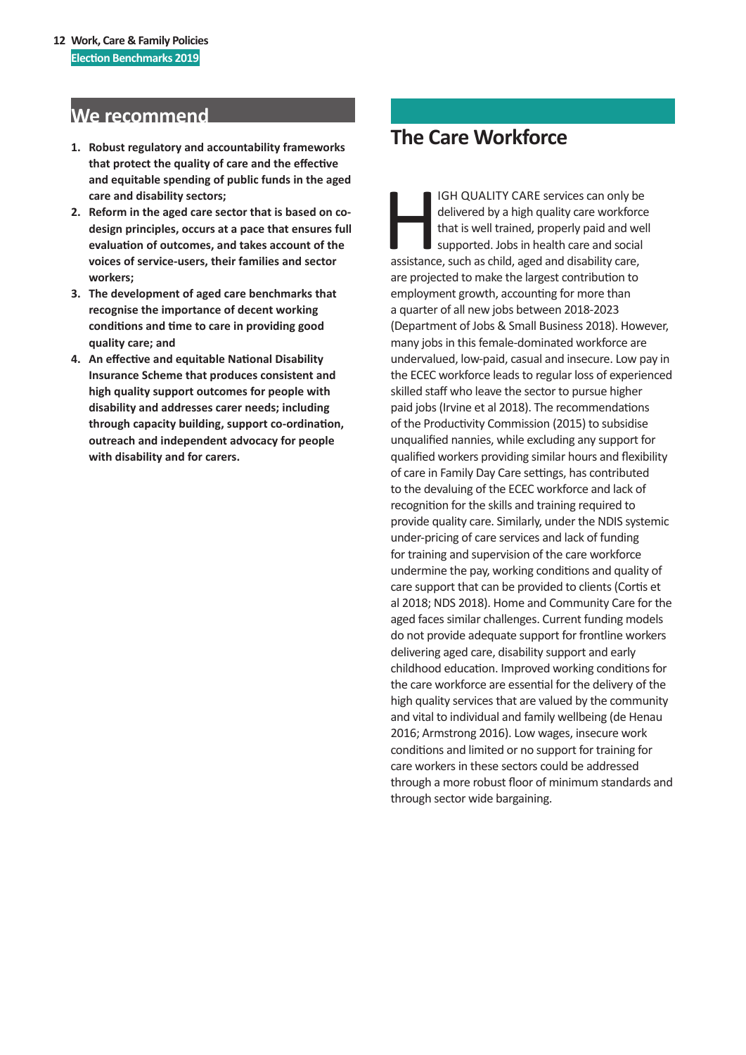## We recommend

1. **Robust regulatory and accountability frameworks that protect the quality of care and the effective and equitable spending of public funds in the aged care and disability sectors;**
2. **Reform in the aged care sector that is based on co-design principles, occurs at a pace that ensures full evaluation of outcomes, and takes account of the voices of service-users, their families and sector workers;**
3. **The development of aged care benchmarks that recognise the importance of decent working conditions and time to care in providing good quality care; and**
4. **An effective and equitable National Disability Insurance Scheme that produces consistent and high quality support outcomes for people with disability and addresses carer needs; including through capacity building, support co-ordination, outreach and independent advocacy for people with disability and for carers.**

## The Care Workforce

HIGH QUALITY CARE services can only be delivered by a high quality care workforce that is well trained, properly paid and well supported. Jobs in health care and social assistance, such as child, aged and disability care, are projected to make the largest contribution to employment growth, accounting for more than a quarter of all new jobs between 2018-2023 (Department of Jobs & Small Business 2018). However, many jobs in this female-dominated workforce are undervalued, low-paid, casual and insecure. Low pay in the ECEC workforce leads to regular loss of experienced skilled staff who leave the sector to pursue higher paid jobs (Irvine et al 2018). The recommendations of the Productivity Commission (2015) to subsidise unqualified nannies, while excluding any support for qualified workers providing similar hours and flexibility of care in Family Day Care settings, has contributed to the devaluing of the ECEC workforce and lack of recognition for the skills and training required to provide quality care. Similarly, under the NDIS systemic under-pricing of care services and lack of funding for training and supervision of the care workforce undermine the pay, working conditions and quality of care support that can be provided to clients (Cortis et al 2018; NDS 2018). Home and Community Care for the aged faces similar challenges. Current funding models do not provide adequate support for frontline workers delivering aged care, disability support and early childhood education. Improved working conditions for the care workforce are essential for the delivery of the high quality services that are valued by the community and vital to individual and family wellbeing (de Henau 2016; Armstrong 2016). Low wages, insecure work conditions and limited or no support for training for care workers in these sectors could be addressed through a more robust floor of minimum standards and through sector wide bargaining.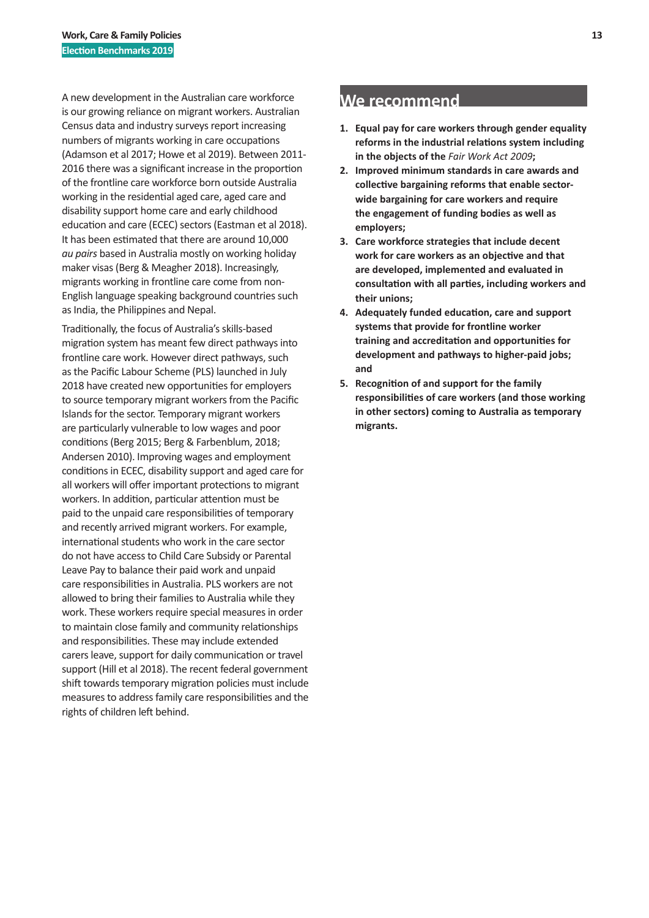A new development in the Australian care workforce is our growing reliance on migrant workers. Australian Census data and industry surveys report increasing numbers of migrants working in care occupations (Adamson et al 2017; Howe et al 2019). Between 2011-2016 there was a significant increase in the proportion of the frontline care workforce born outside Australia working in the residential aged care, aged care and disability support home care and early childhood education and care (ECEC) sectors (Eastman et al 2018). It has been estimated that there are around 10,000 *au pairs* based in Australia mostly on working holiday maker visas (Berg & Meagher 2018). Increasingly, migrants working in frontline care come from non-English language speaking background countries such as India, the Philippines and Nepal.

Traditionally, the focus of Australia's skills-based migration system has meant few direct pathways into frontline care work. However direct pathways, such as the Pacific Labour Scheme (PLS) launched in July 2018 have created new opportunities for employers to source temporary migrant workers from the Pacific Islands for the sector. Temporary migrant workers are particularly vulnerable to low wages and poor conditions (Berg 2015; Berg & Farbenblum, 2018; Andersen 2010). Improving wages and employment conditions in ECEC, disability support and aged care for all workers will offer important protections to migrant workers. In addition, particular attention must be paid to the unpaid care responsibilities of temporary and recently arrived migrant workers. For example, international students who work in the care sector do not have access to Child Care Subsidy or Parental Leave Pay to balance their paid work and unpaid care responsibilities in Australia. PLS workers are not allowed to bring their families to Australia while they work. These workers require special measures in order to maintain close family and community relationships and responsibilities. These may include extended carers leave, support for daily communication or travel support (Hill et al 2018). The recent federal government shift towards temporary migration policies must include measures to address family care responsibilities and the rights of children left behind.

## We recommend

1. **Equal pay for care workers through gender equality reforms in the industrial relations system including in the objects of the *Fair Work Act 2009*;**
2. **Improved minimum standards in care awards and collective bargaining reforms that enable sector-wide bargaining for care workers and require the engagement of funding bodies as well as employers;**
3. **Care workforce strategies that include decent work for care workers as an objective and that are developed, implemented and evaluated in consultation with all parties, including workers and their unions;**
4. **Adequately funded education, care and support systems that provide for frontline worker training and accreditation and opportunities for development and pathways to higher-paid jobs; and**
5. **Recognition of and support for the family responsibilities of care workers (and those working in other sectors) coming to Australia as temporary migrants.**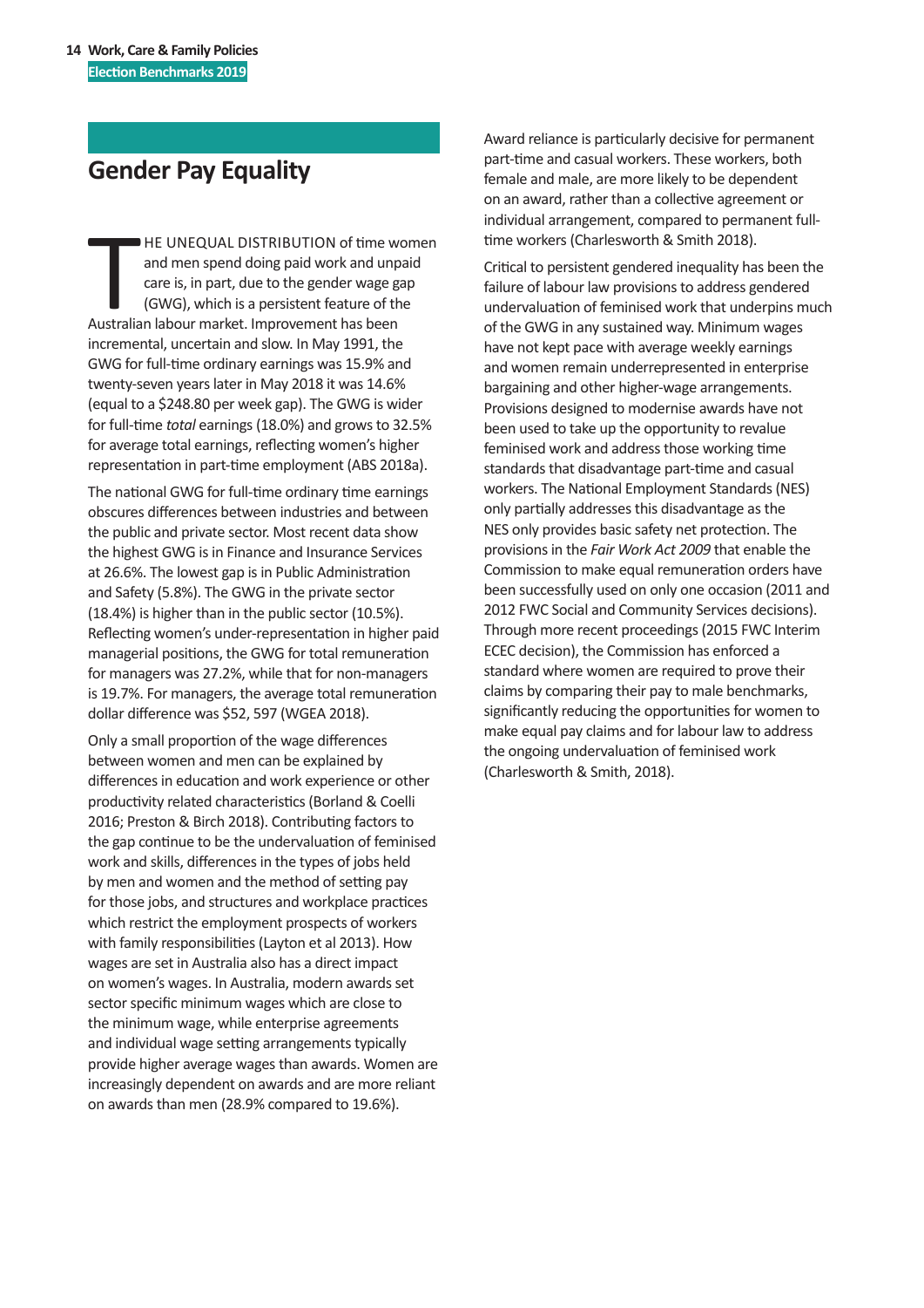## Gender Pay Equality

THE UNEQUAL DISTRIBUTION of time women and men spend doing paid work and unpaid care is, in part, due to the gender wage gap (GWG), which is a persistent feature of the Australian labour market. Improvement has been incremental, uncertain and slow. In May 1991, the GWG for full-time ordinary earnings was 15.9% and twenty-seven years later in May 2018 it was 14.6% (equal to a $248.80 per week gap). The GWG is wider for full-time *total* earnings (18.0%) and grows to 32.5% for average total earnings, reflecting women's higher representation in part-time employment (ABS 2018a).

The national GWG for full-time ordinary time earnings obscures differences between industries and between the public and private sector. Most recent data show the highest GWG is in Finance and Insurance Services at 26.6%. The lowest gap is in Public Administration and Safety (5.8%). The GWG in the private sector (18.4%) is higher than in the public sector (10.5%). Reflecting women's under-representation in higher paid managerial positions, the GWG for total remuneration for managers was 27.2%, while that for non-managers is 19.7%. For managers, the average total remuneration dollar difference was $52, 597 (WGEA 2018).

Only a small proportion of the wage differences between women and men can be explained by differences in education and work experience or other productivity related characteristics (Borland & Coelli 2016; Preston & Birch 2018). Contributing factors to the gap continue to be the undervaluation of feminised work and skills, differences in the types of jobs held by men and women and the method of setting pay for those jobs, and structures and workplace practices which restrict the employment prospects of workers with family responsibilities (Layton et al 2013). How wages are set in Australia also has a direct impact on women's wages. In Australia, modern awards set sector specific minimum wages which are close to the minimum wage, while enterprise agreements and individual wage setting arrangements typically provide higher average wages than awards. Women are increasingly dependent on awards and are more reliant on awards than men (28.9% compared to 19.6%).

Award reliance is particularly decisive for permanent part-time and casual workers. These workers, both female and male, are more likely to be dependent on an award, rather than a collective agreement or individual arrangement, compared to permanent full-time workers (Charlesworth & Smith 2018).

Critical to persistent gendered inequality has been the failure of labour law provisions to address gendered undervaluation of feminised work that underpins much of the GWG in any sustained way. Minimum wages have not kept pace with average weekly earnings and women remain underrepresented in enterprise bargaining and other higher-wage arrangements. Provisions designed to modernise awards have not been used to take up the opportunity to revalue feminised work and address those working time standards that disadvantage part-time and casual workers. The National Employment Standards (NES) only partially addresses this disadvantage as the NES only provides basic safety net protection. The provisions in the *Fair Work Act 2009* that enable the Commission to make equal remuneration orders have been successfully used on only one occasion (2011 and 2012 FWC Social and Community Services decisions). Through more recent proceedings (2015 FWC Interim ECEC decision), the Commission has enforced a standard where women are required to prove their claims by comparing their pay to male benchmarks, significantly reducing the opportunities for women to make equal pay claims and for labour law to address the ongoing undervaluation of feminised work (Charlesworth & Smith, 2018).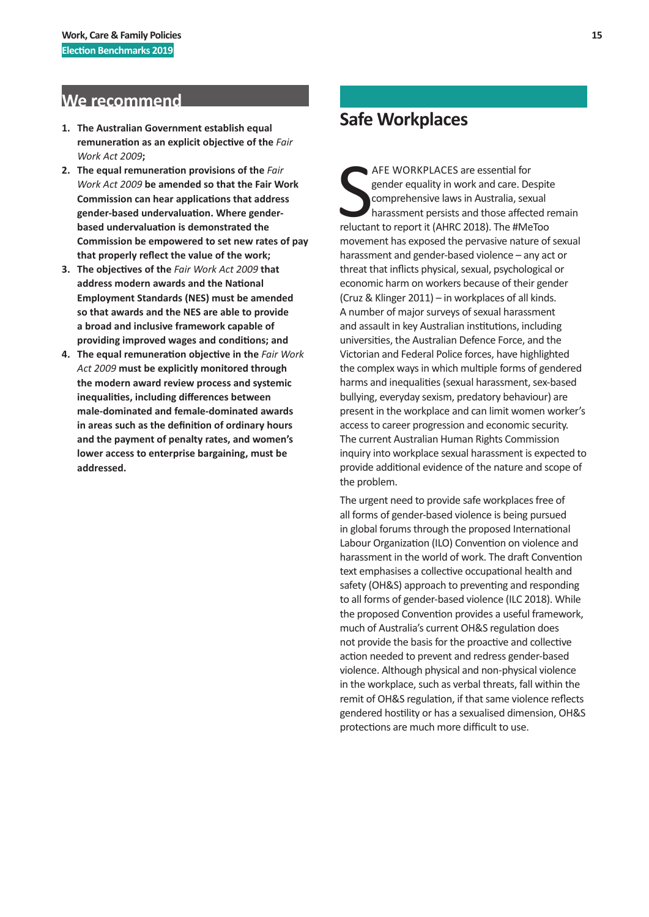## We recommend

1. **The Australian Government establish equal remuneration as an explicit objective of the** *Fair Work Act 2009***;**
2. **The equal remuneration provisions of the** *Fair Work Act 2009* **be amended so that the Fair Work Commission can hear applications that address gender-based undervaluation. Where gender-based undervaluation is demonstrated the Commission be empowered to set new rates of pay that properly reflect the value of the work;**
3. **The objectives of the** *Fair Work Act 2009* **that address modern awards and the National Employment Standards (NES) must be amended so that awards and the NES are able to provide a broad and inclusive framework capable of providing improved wages and conditions; and**
4. **The equal remuneration objective in the** *Fair Work Act 2009* **must be explicitly monitored through the modern award review process and systemic inequalities, including differences between male-dominated and female-dominated awards in areas such as the definition of ordinary hours and the payment of penalty rates, and women's lower access to enterprise bargaining, must be addressed.**

## Safe Workplaces

SAFE WORKPLACES are essential for gender equality in work and care. Despite comprehensive laws in Australia, sexual harassment persists and those affected remain reluctant to report it (AHRC 2018). The #MeToo movement has exposed the pervasive nature of sexual harassment and gender-based violence – any act or threat that inflicts physical, sexual, psychological or economic harm on workers because of their gender (Cruz & Klinger 2011) – in workplaces of all kinds. A number of major surveys of sexual harassment and assault in key Australian institutions, including universities, the Australian Defence Force, and the Victorian and Federal Police forces, have highlighted the complex ways in which multiple forms of gendered harms and inequalities (sexual harassment, sex-based bullying, everyday sexism, predatory behaviour) are present in the workplace and can limit women worker's access to career progression and economic security. The current Australian Human Rights Commission inquiry into workplace sexual harassment is expected to provide additional evidence of the nature and scope of the problem.

The urgent need to provide safe workplaces free of all forms of gender-based violence is being pursued in global forums through the proposed International Labour Organization (ILO) Convention on violence and harassment in the world of work. The draft Convention text emphasises a collective occupational health and safety (OH&S) approach to preventing and responding to all forms of gender-based violence (ILC 2018). While the proposed Convention provides a useful framework, much of Australia's current OH&S regulation does not provide the basis for the proactive and collective action needed to prevent and redress gender-based violence. Although physical and non-physical violence in the workplace, such as verbal threats, fall within the remit of OH&S regulation, if that same violence reflects gendered hostility or has a sexualised dimension, OH&S protections are much more difficult to use.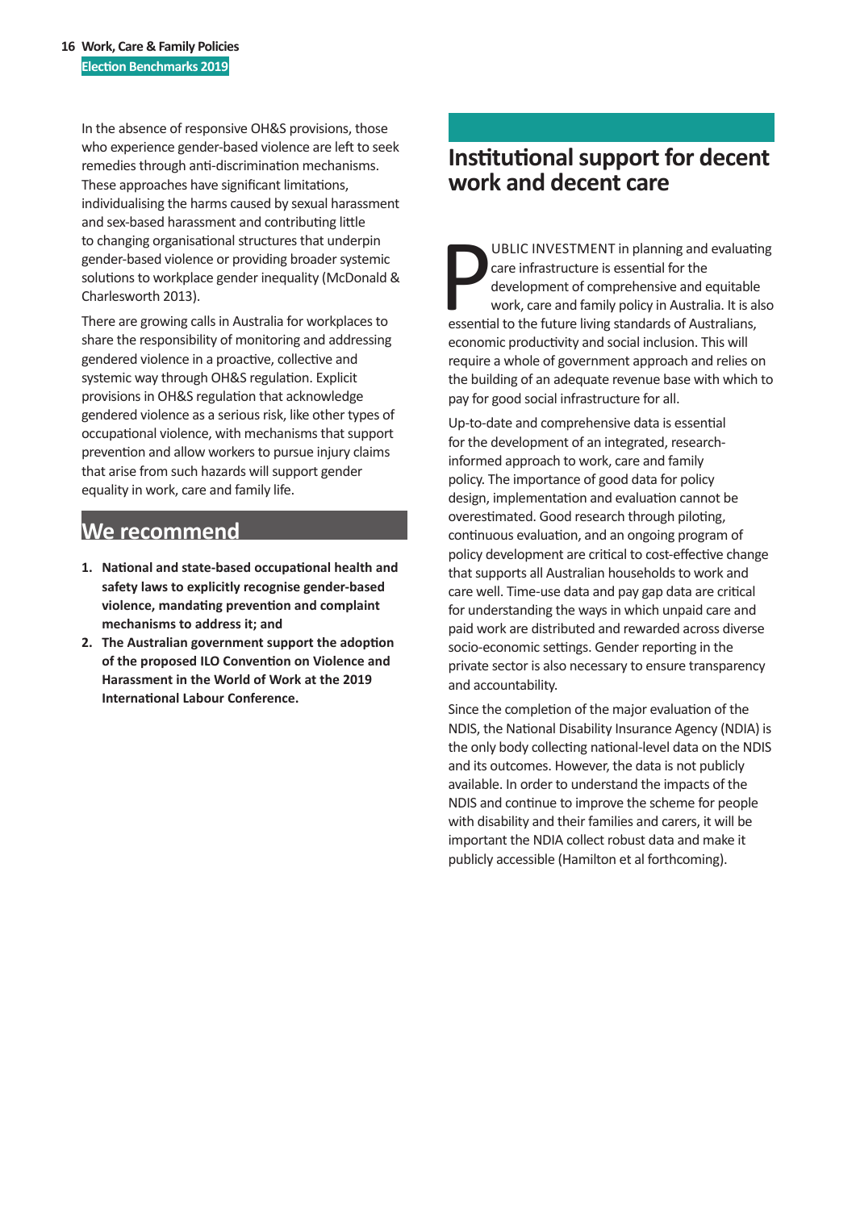In the absence of responsive OH&S provisions, those who experience gender-based violence are left to seek remedies through anti-discrimination mechanisms. These approaches have significant limitations, individualising the harms caused by sexual harassment and sex-based harassment and contributing little to changing organisational structures that underpin gender-based violence or providing broader systemic solutions to workplace gender inequality (McDonald & Charlesworth 2013).

There are growing calls in Australia for workplaces to share the responsibility of monitoring and addressing gendered violence in a proactive, collective and systemic way through OH&S regulation. Explicit provisions in OH&S regulation that acknowledge gendered violence as a serious risk, like other types of occupational violence, with mechanisms that support prevention and allow workers to pursue injury claims that arise from such hazards will support gender equality in work, care and family life.

## We recommend

1. **National and state-based occupational health and safety laws to explicitly recognise gender-based violence, mandating prevention and complaint mechanisms to address it; and**
2. **The Australian government support the adoption of the proposed ILO Convention on Violence and Harassment in the World of Work at the 2019 International Labour Conference.**

## Institutional support for decent work and decent care

PUBLIC INVESTMENT in planning and evaluating care infrastructure is essential for the development of comprehensive and equitable work, care and family policy in Australia. It is also essential to the future living standards of Australians, economic productivity and social inclusion. This will require a whole of government approach and relies on the building of an adequate revenue base with which to pay for good social infrastructure for all.

Up-to-date and comprehensive data is essential for the development of an integrated, research-informed approach to work, care and family policy. The importance of good data for policy design, implementation and evaluation cannot be overestimated. Good research through piloting, continuous evaluation, and an ongoing program of policy development are critical to cost-effective change that supports all Australian households to work and care well. Time-use data and pay gap data are critical for understanding the ways in which unpaid care and paid work are distributed and rewarded across diverse socio-economic settings. Gender reporting in the private sector is also necessary to ensure transparency and accountability.

Since the completion of the major evaluation of the NDIS, the National Disability Insurance Agency (NDIA) is the only body collecting national-level data on the NDIS and its outcomes. However, the data is not publicly available. In order to understand the impacts of the NDIS and continue to improve the scheme for people with disability and their families and carers, it will be important the NDIA collect robust data and make it publicly accessible (Hamilton et al forthcoming).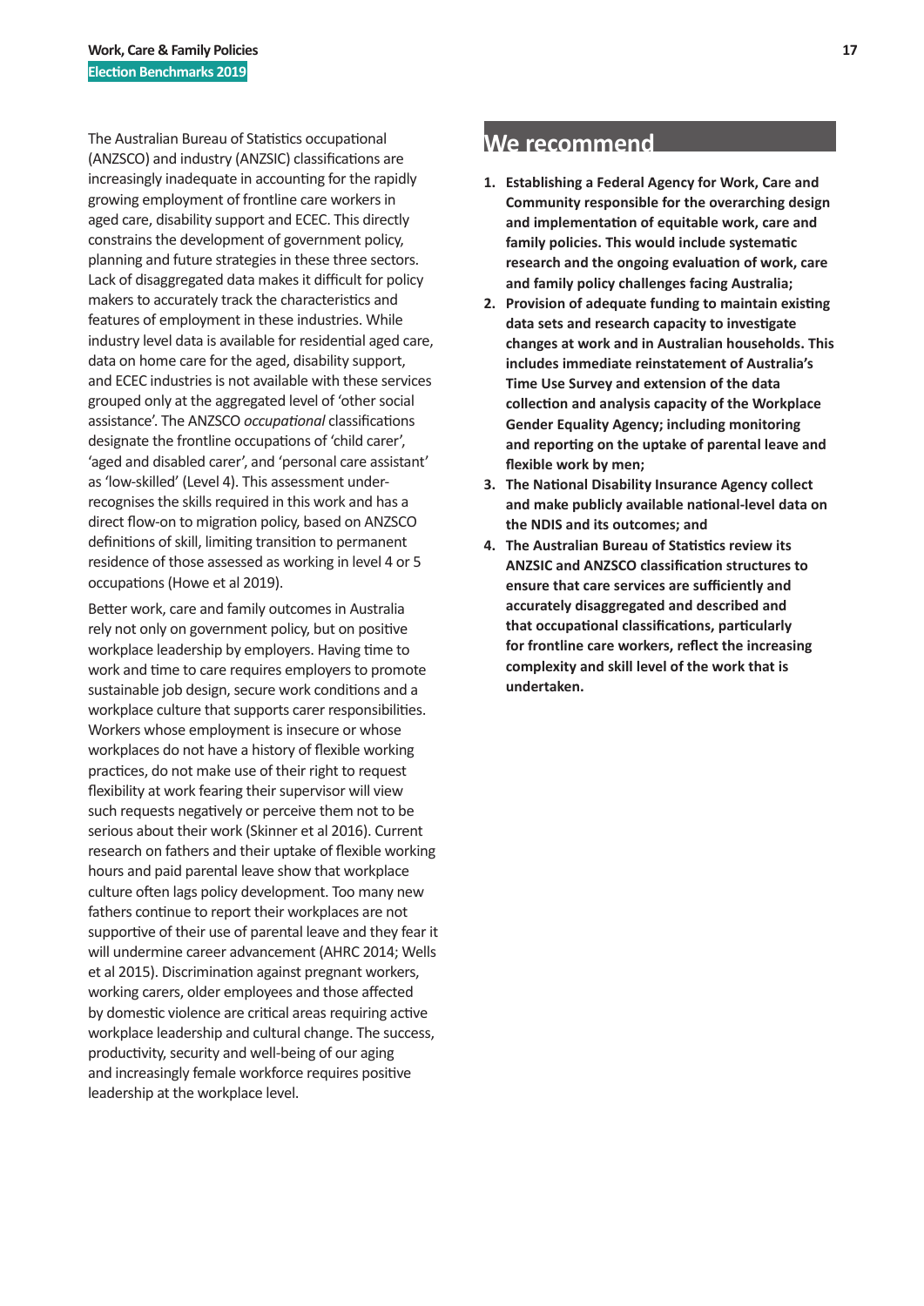The Australian Bureau of Statistics occupational (ANZSCO) and industry (ANZSIC) classifications are increasingly inadequate in accounting for the rapidly growing employment of frontline care workers in aged care, disability support and ECEC. This directly constrains the development of government policy, planning and future strategies in these three sectors. Lack of disaggregated data makes it difficult for policy makers to accurately track the characteristics and features of employment in these industries. While industry level data is available for residential aged care, data on home care for the aged, disability support, and ECEC industries is not available with these services grouped only at the aggregated level of 'other social assistance'. The ANZSCO *occupational* classifications designate the frontline occupations of 'child carer', 'aged and disabled carer', and 'personal care assistant' as 'low-skilled' (Level 4). This assessment under-recognises the skills required in this work and has a direct flow-on to migration policy, based on ANZSCO definitions of skill, limiting transition to permanent residence of those assessed as working in level 4 or 5 occupations (Howe et al 2019).

Better work, care and family outcomes in Australia rely not only on government policy, but on positive workplace leadership by employers. Having time to work and time to care requires employers to promote sustainable job design, secure work conditions and a workplace culture that supports carer responsibilities. Workers whose employment is insecure or whose workplaces do not have a history of flexible working practices, do not make use of their right to request flexibility at work fearing their supervisor will view such requests negatively or perceive them not to be serious about their work (Skinner et al 2016). Current research on fathers and their uptake of flexible working hours and paid parental leave show that workplace culture often lags policy development. Too many new fathers continue to report their workplaces are not supportive of their use of parental leave and they fear it will undermine career advancement (AHRC 2014; Wells et al 2015). Discrimination against pregnant workers, working carers, older employees and those affected by domestic violence are critical areas requiring active workplace leadership and cultural change. The success, productivity, security and well-being of our aging and increasingly female workforce requires positive leadership at the workplace level.

## We recommend

1. **Establishing a Federal Agency for Work, Care and Community responsible for the overarching design and implementation of equitable work, care and family policies. This would include systematic research and the ongoing evaluation of work, care and family policy challenges facing Australia;**
2. **Provision of adequate funding to maintain existing data sets and research capacity to investigate changes at work and in Australian households. This includes immediate reinstatement of Australia's Time Use Survey and extension of the data collection and analysis capacity of the Workplace Gender Equality Agency; including monitoring and reporting on the uptake of parental leave and flexible work by men;**
3. **The National Disability Insurance Agency collect and make publicly available national-level data on the NDIS and its outcomes; and**
4. **The Australian Bureau of Statistics review its ANZSIC and ANZSCO classification structures to ensure that care services are sufficiently and accurately disaggregated and described and that occupational classifications, particularly for frontline care workers, reflect the increasing complexity and skill level of the work that is undertaken.**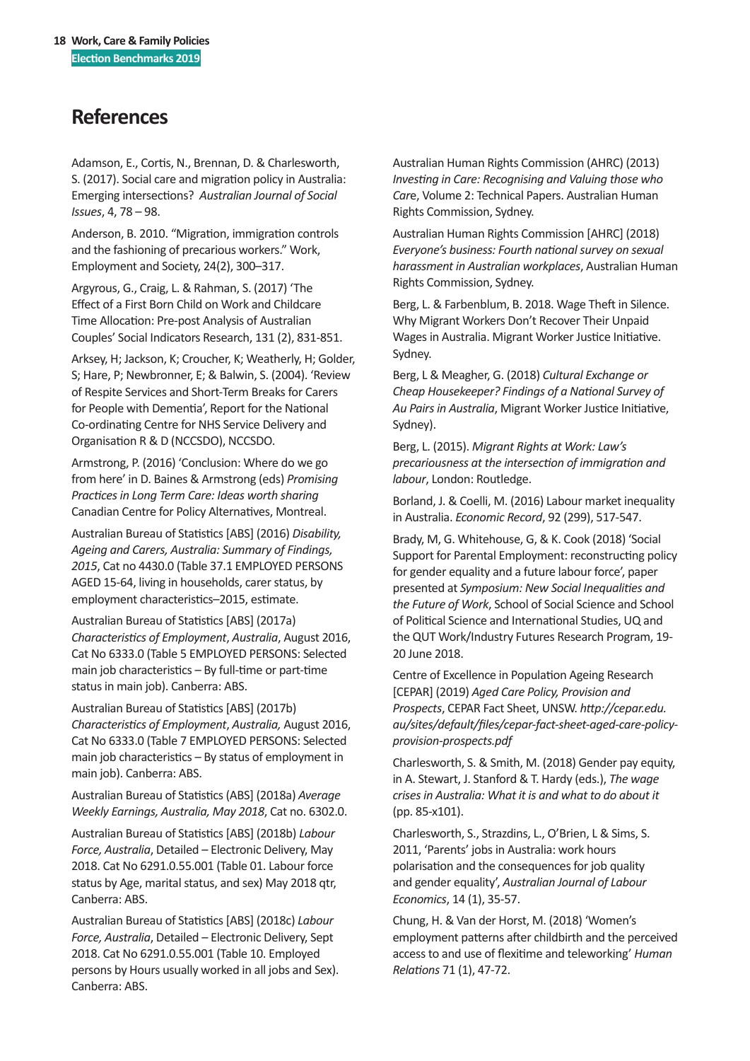# References

Adamson, E., Cortis, N., Brennan, D. & Charlesworth, S. (2017). Social care and migration policy in Australia: Emerging intersections? *Australian Journal of Social Issues*, 4, 78 – 98.

Anderson, B. 2010. "Migration, immigration controls and the fashioning of precarious workers." Work, Employment and Society, 24(2), 300–317.

Argyrous, G., Craig, L. & Rahman, S. (2017) 'The Effect of a First Born Child on Work and Childcare Time Allocation: Pre-post Analysis of Australian Couples' Social Indicators Research, 131 (2), 831-851.

Arksey, H; Jackson, K; Croucher, K; Weatherly, H; Golder, S; Hare, P; Newbronner, E; & Balwin, S. (2004). 'Review of Respite Services and Short-Term Breaks for Carers for People with Dementia', Report for the National Co-ordinating Centre for NHS Service Delivery and Organisation R & D (NCCSDO), NCCSDO.

Armstrong, P. (2016) 'Conclusion: Where do we go from here' in D. Baines & Armstrong (eds) *Promising Practices in Long Term Care: Ideas worth sharing* Canadian Centre for Policy Alternatives, Montreal.

Australian Bureau of Statistics [ABS] (2016) *Disability, Ageing and Carers, Australia: Summary of Findings, 2015*, Cat no 4430.0 (Table 37.1 EMPLOYED PERSONS AGED 15-64, living in households, carer status, by employment characteristics–2015, estimate.

Australian Bureau of Statistics [ABS] (2017a) *Characteristics of Employment*, *Australia*, August 2016, Cat No 6333.0 (Table 5 EMPLOYED PERSONS: Selected main job characteristics – By full-time or part-time status in main job). Canberra: ABS.

Australian Bureau of Statistics [ABS] (2017b) *Characteristics of Employment*, *Australia,* August 2016, Cat No 6333.0 (Table 7 EMPLOYED PERSONS: Selected main job characteristics – By status of employment in main job). Canberra: ABS.

Australian Bureau of Statistics (ABS) (2018a) *Average Weekly Earnings, Australia, May 2018*, Cat no. 6302.0.

Australian Bureau of Statistics [ABS] (2018b) *Labour Force, Australia*, Detailed – Electronic Delivery, May 2018. Cat No 6291.0.55.001 (Table 01. Labour force status by Age, marital status, and sex) May 2018 qtr, Canberra: ABS.

Australian Bureau of Statistics [ABS] (2018c) *Labour Force, Australia*, Detailed – Electronic Delivery, Sept 2018. Cat No 6291.0.55.001 (Table 10. Employed persons by Hours usually worked in all jobs and Sex). Canberra: ABS.

Australian Human Rights Commission (AHRC) (2013) *Investing in Care: Recognising and Valuing those who Care*, Volume 2: Technical Papers. Australian Human Rights Commission, Sydney.

Australian Human Rights Commission [AHRC] (2018) *Everyone's business: Fourth national survey on sexual harassment in Australian workplaces*, Australian Human Rights Commission, Sydney.

Berg, L. & Farbenblum, B. 2018. Wage Theft in Silence. Why Migrant Workers Don't Recover Their Unpaid Wages in Australia. Migrant Worker Justice Initiative. Sydney.

Berg, L & Meagher, G. (2018) *Cultural Exchange or Cheap Housekeeper? Findings of a National Survey of Au Pairs in Australia*, Migrant Worker Justice Initiative, Sydney).

Berg, L. (2015). *Migrant Rights at Work: Law's precariousness at the intersection of immigration and labour*, London: Routledge.

Borland, J. & Coelli, M. (2016) Labour market inequality in Australia. *Economic Record*, 92 (299), 517-547.

Brady, M, G. Whitehouse, G, & K. Cook (2018) 'Social Support for Parental Employment: reconstructing policy for gender equality and a future labour force', paper presented at *Symposium: New Social Inequalities and the Future of Work*, School of Social Science and School of Political Science and International Studies, UQ and the QUT Work/Industry Futures Research Program, 19-20 June 2018.

Centre of Excellence in Population Ageing Research [CEPAR] (2019) *Aged Care Policy, Provision and Prospects*, CEPAR Fact Sheet, UNSW. *http://cepar.edu.au/sites/default/files/cepar-fact-sheet-aged-care-policy-provision-prospects.pdf*

Charlesworth, S. & Smith, M. (2018) Gender pay equity, in A. Stewart, J. Stanford & T. Hardy (eds.), *The wage crises in Australia: What it is and what to do about it* (pp. 85-x101).

Charlesworth, S., Strazdins, L., O'Brien, L & Sims, S. 2011, 'Parents' jobs in Australia: work hours polarisation and the consequences for job quality and gender equality', *Australian Journal of Labour Economics*, 14 (1), 35-57.

Chung, H. & Van der Horst, M. (2018) 'Women's employment patterns after childbirth and the perceived access to and use of flexitime and teleworking' *Human Relations* 71 (1), 47-72.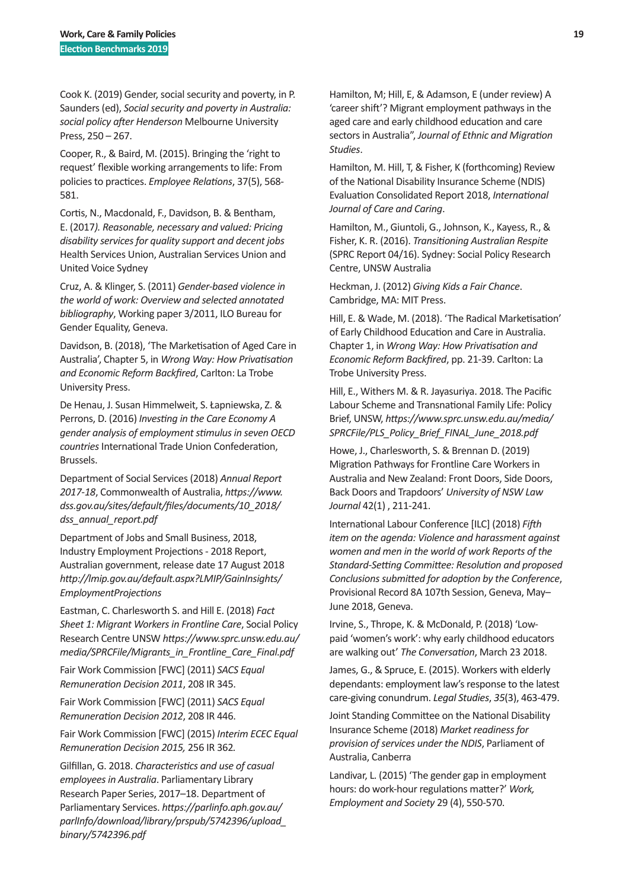Cook K. (2019) Gender, social security and poverty, in P. Saunders (ed), *Social security and poverty in Australia: social policy after Henderson* Melbourne University Press, 250 – 267.

Cooper, R., & Baird, M. (2015). Bringing the 'right to request' flexible working arrangements to life: From policies to practices. *Employee Relations*, 37(5), 568-581.

Cortis, N., Macdonald, F., Davidson, B. & Bentham, E. (2017*). Reasonable, necessary and valued: Pricing disability services for quality support and decent jobs* Health Services Union, Australian Services Union and United Voice Sydney

Cruz, A. & Klinger, S. (2011) *Gender-based violence in the world of work: Overview and selected annotated bibliography*, Working paper 3/2011, ILO Bureau for Gender Equality, Geneva.

Davidson, B. (2018), 'The Marketisation of Aged Care in Australia', Chapter 5, in *Wrong Way: How Privatisation and Economic Reform Backfired*, Carlton: La Trobe University Press.

De Henau, J. Susan Himmelweit, S. Łapniewska, Z. & Perrons, D. (2016) *Investing in the Care Economy A gender analysis of employment stimulus in seven OECD countries* International Trade Union Confederation, Brussels.

Department of Social Services (2018) *Annual Report 2017-18*, Commonwealth of Australia, *https://www.dss.gov.au/sites/default/files/documents/10_2018/dss_annual_report.pdf*

Department of Jobs and Small Business, 2018, Industry Employment Projections - 2018 Report, Australian government, release date 17 August 2018 *http://lmip.gov.au/default.aspx?LMIP/GainInsights/EmploymentProjections*

Eastman, C. Charlesworth S. and Hill E. (2018) *Fact Sheet 1: Migrant Workers in Frontline Care*, Social Policy Research Centre UNSW *https://www.sprc.unsw.edu.au/media/SPRCFile/Migrants_in_Frontline_Care_Final.pdf*

Fair Work Commission [FWC] (2011) *SACS Equal Remuneration Decision 2011*, 208 IR 345.

Fair Work Commission [FWC] (2011) *SACS Equal Remuneration Decision 2012*, 208 IR 446.

Fair Work Commission [FWC] (2015) *Interim ECEC Equal Remuneration Decision 2015,* 256 IR 362.

Gilfillan, G. 2018. *Characteristics and use of casual employees in Australia*. Parliamentary Library Research Paper Series, 2017–18. Department of Parliamentary Services. *https://parlinfo.aph.gov.au/parlInfo/download/library/prspub/5742396/upload_binary/5742396.pdf*

Hamilton, M; Hill, E, & Adamson, E (under review) A 'career shift'? Migrant employment pathways in the aged care and early childhood education and care sectors in Australia", *Journal of Ethnic and Migration Studies*.

Hamilton, M. Hill, T, & Fisher, K (forthcoming) Review of the National Disability Insurance Scheme (NDIS) Evaluation Consolidated Report 2018, *International Journal of Care and Caring*.

Hamilton, M., Giuntoli, G., Johnson, K., Kayess, R., & Fisher, K. R. (2016). *Transitioning Australian Respite* (SPRC Report 04/16). Sydney: Social Policy Research Centre, UNSW Australia

Heckman, J. (2012) *Giving Kids a Fair Chance*. Cambridge, MA: MIT Press.

Hill, E. & Wade, M. (2018). 'The Radical Marketisation' of Early Childhood Education and Care in Australia. Chapter 1, in *Wrong Way: How Privatisation and Economic Reform Backfired*, pp. 21-39. Carlton: La Trobe University Press.

Hill, E., Withers M. & R. Jayasuriya. 2018. The Pacific Labour Scheme and Transnational Family Life: Policy Brief, UNSW, *https://www.sprc.unsw.edu.au/media/SPRCFile/PLS_Policy_Brief_FINAL_June_2018.pdf*

Howe, J., Charlesworth, S. & Brennan D. (2019) Migration Pathways for Frontline Care Workers in Australia and New Zealand: Front Doors, Side Doors, Back Doors and Trapdoors' *University of NSW Law Journal* 42(1) , 211-241.

International Labour Conference [ILC] (2018) *Fifth item on the agenda: Violence and harassment against women and men in the world of work Reports of the Standard-Setting Committee: Resolution and proposed Conclusions submitted for adoption by the Conference*, Provisional Record 8A 107th Session, Geneva, May–June 2018, Geneva.

Irvine, S., Thrope, K. & McDonald, P. (2018) 'Low-paid 'women's work': why early childhood educators are walking out' *The Conversation*, March 23 2018.

James, G., & Spruce, E. (2015). Workers with elderly dependants: employment law's response to the latest care-giving conundrum. *Legal Studies*, *35*(3), 463-479.

Joint Standing Committee on the National Disability Insurance Scheme (2018) *Market readiness for provision of services under the NDIS*, Parliament of Australia, Canberra

Landivar, L. (2015) 'The gender gap in employment hours: do work-hour regulations matter?' *Work, Employment and Society* 29 (4), 550-570.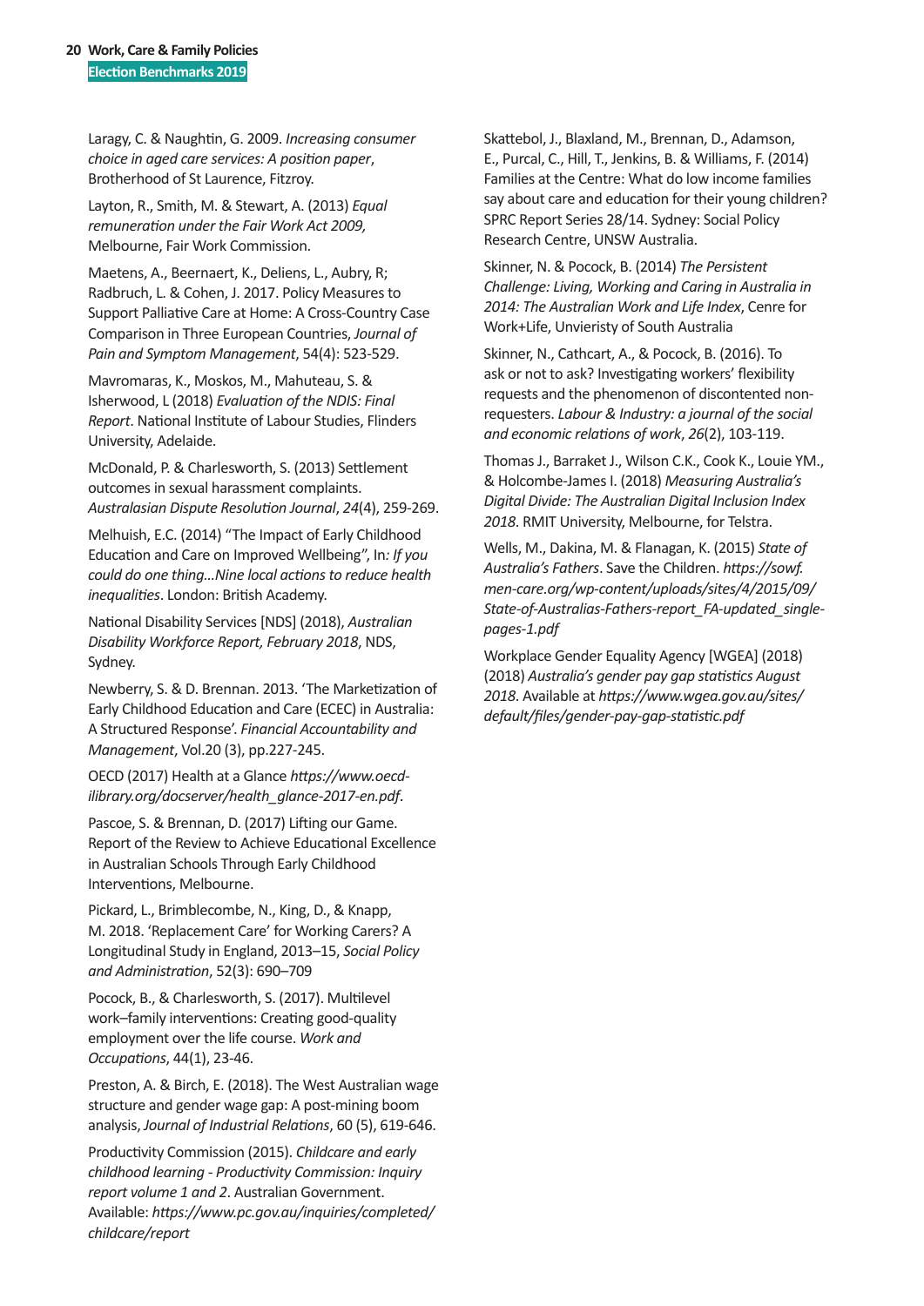Laragy, C. & Naughtin, G. 2009. *Increasing consumer choice in aged care services: A position paper*, Brotherhood of St Laurence, Fitzroy.

Layton, R., Smith, M. & Stewart, A. (2013) *Equal remuneration under the Fair Work Act 2009,* Melbourne, Fair Work Commission.

Maetens, A., Beernaert, K., Deliens, L., Aubry, R; Radbruch, L. & Cohen, J. 2017. Policy Measures to Support Palliative Care at Home: A Cross-Country Case Comparison in Three European Countries, *Journal of Pain and Symptom Management*, 54(4): 523-529.

Mavromaras, K., Moskos, M., Mahuteau, S. & Isherwood, L (2018) *Evaluation of the NDIS: Final Report*. National Institute of Labour Studies, Flinders University, Adelaide.

McDonald, P. & Charlesworth, S. (2013) Settlement outcomes in sexual harassment complaints. *Australasian Dispute Resolution Journal*, *24*(4), 259-269.

Melhuish, E.C. (2014) "The Impact of Early Childhood Education and Care on Improved Wellbeing", In*: If you could do one thing…Nine local actions to reduce health inequalities*. London: British Academy.

National Disability Services [NDS] (2018), *Australian Disability Workforce Report, February 2018*, NDS, Sydney.

Newberry, S. & D. Brennan. 2013. 'The Marketization of Early Childhood Education and Care (ECEC) in Australia: A Structured Response'. *Financial Accountability and Management*, Vol.20 (3), pp.227-245.

OECD (2017) Health at a Glance *https://www.oecd-ilibrary.org/docserver/health_glance-2017-en.pdf*.

Pascoe, S. & Brennan, D. (2017) Lifting our Game. Report of the Review to Achieve Educational Excellence in Australian Schools Through Early Childhood Interventions, Melbourne.

Pickard, L., Brimblecombe, N., King, D., & Knapp, M. 2018. 'Replacement Care' for Working Carers? A Longitudinal Study in England, 2013–15, *Social Policy and Administration*, 52(3): 690–709

Pocock, B., & Charlesworth, S. (2017). Multilevel work–family interventions: Creating good-quality employment over the life course. *Work and Occupations*, 44(1), 23-46.

Preston, A. & Birch, E. (2018). The West Australian wage structure and gender wage gap: A post-mining boom analysis, *Journal of Industrial Relations*, 60 (5), 619-646.

Productivity Commission (2015). *Childcare and early childhood learning - Productivity Commission: Inquiry report volume 1 and 2*. Australian Government. Available: *https://www.pc.gov.au/inquiries/completed/childcare/report*

Skattebol, J., Blaxland, M., Brennan, D., Adamson, E., Purcal, C., Hill, T., Jenkins, B. & Williams, F. (2014) Families at the Centre: What do low income families say about care and education for their young children? SPRC Report Series 28/14. Sydney: Social Policy Research Centre, UNSW Australia.

Skinner, N. & Pocock, B. (2014) *The Persistent Challenge: Living, Working and Caring in Australia in 2014: The Australian Work and Life Index*, Centre for Work+Life, Unvieristy of South Australia

Skinner, N., Cathcart, A., & Pocock, B. (2016). To ask or not to ask? Investigating workers' flexibility requests and the phenomenon of discontented non-requesters. *Labour & Industry: a journal of the social and economic relations of work*, *26*(2), 103-119.

Thomas J., Barraket J., Wilson C.K., Cook K., Louie YM., & Holcombe-James I. (2018) *Measuring Australia's Digital Divide: The Australian Digital Inclusion Index 2018*. RMIT University, Melbourne, for Telstra.

Wells, M., Dakina, M. & Flanagan, K. (2015) *State of Australia's Fathers*. Save the Children. *https://sowf.men-care.org/wp-content/uploads/sites/4/2015/09/State-of-Australias-Fathers-report_FA-updated_single-pages-1.pdf*

Workplace Gender Equality Agency [WGEA] (2018) (2018) *Australia's gender pay gap statistics August 2018*. Available at *https://www.wgea.gov.au/sites/default/files/gender-pay-gap-statistic.pdf*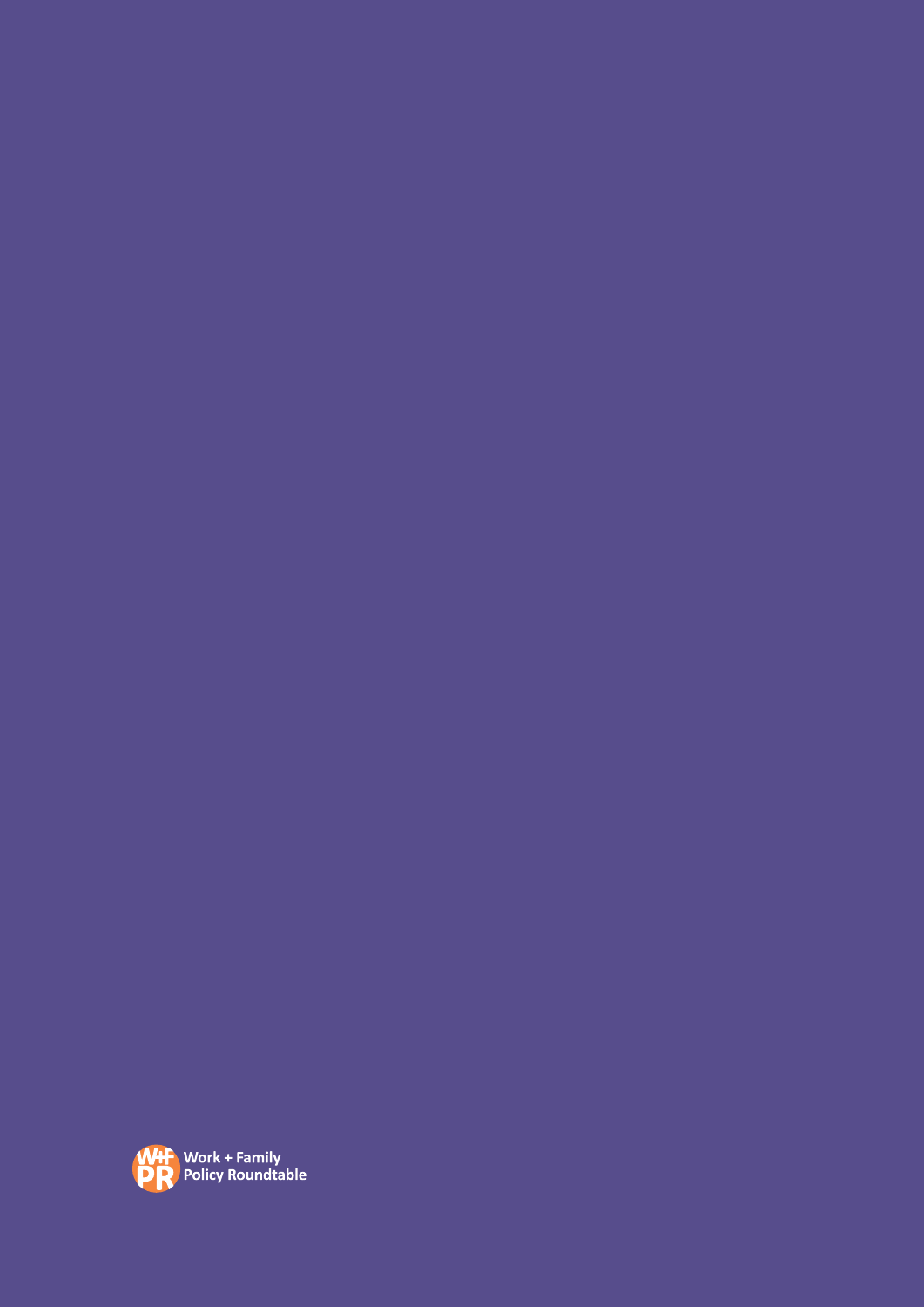Work + Family
Policy Roundtable